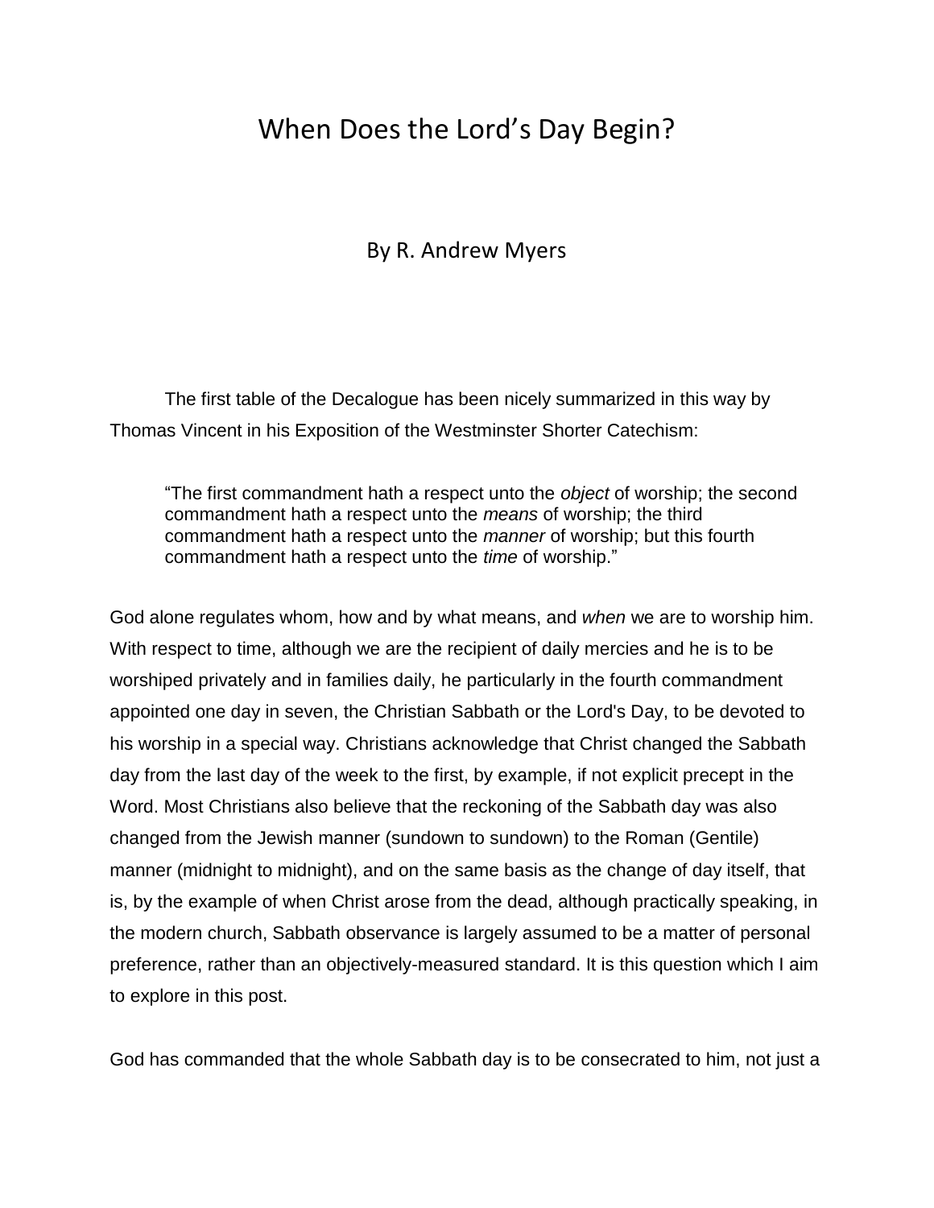# When Does the Lord's Day Begin?

By R. Andrew Myers

The first table of the Decalogue has been nicely summarized in this way by Thomas Vincent in his Exposition of the Westminster Shorter Catechism:

> "The first commandment hath a respect unto the *object* of worship; the second commandment hath a respect unto the *means* of worship; the third commandment hath a respect unto the *manner* of worship; but this fourth commandment hath a respect unto the *time* of worship."

God alone regulates whom, how and by what means, and *when* we are to worship him. With respect to time, although we are the recipient of daily mercies and he is to be worshiped privately and in families daily, he particularly in the fourth commandment appointed one day in seven, the Christian Sabbath or the Lord's Day, to be devoted to his worship in a special way. Christians acknowledge that Christ changed the Sabbath day from the last day of the week to the first, by example, if not explicit precept in the Word. Most Christians also believe that the reckoning of the Sabbath day was also changed from the Jewish manner (sundown to sundown) to the Roman (Gentile) manner (midnight to midnight), and on the same basis as the change of day itself, that is, by the example of when Christ arose from the dead, although practically speaking, in the modern church, Sabbath observance is largely assumed to be a matter of personal preference, rather than an objectively-measured standard. It is this question which I aim to explore in this post.

God has commanded that the whole Sabbath day is to be consecrated to him, not just a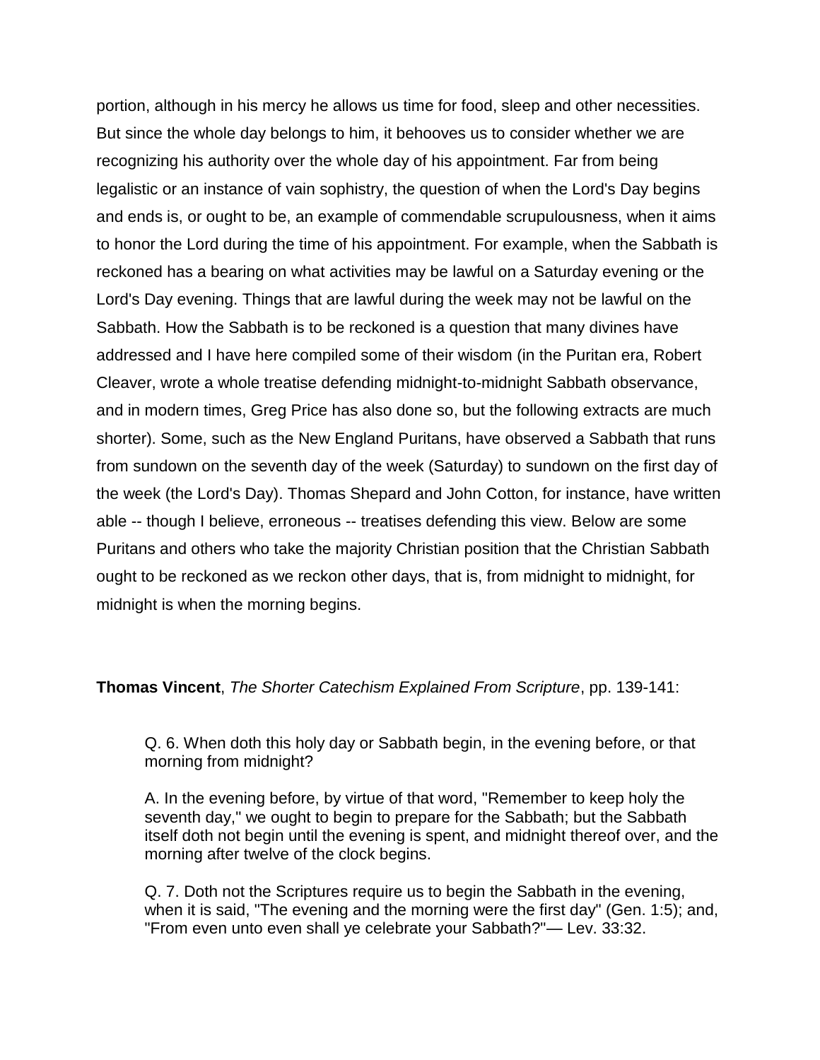portion, although in his mercy he allows us time for food, sleep and other necessities. But since the whole day belongs to him, it behooves us to consider whether we are recognizing his authority over the whole day of his appointment. Far from being legalistic or an instance of vain sophistry, the question of when the Lord's Day begins and ends is, or ought to be, an example of commendable scrupulousness, when it aims to honor the Lord during the time of his appointment. For example, when the Sabbath is reckoned has a bearing on what activities may be lawful on a Saturday evening or the Lord's Day evening. Things that are lawful during the week may not be lawful on the Sabbath. How the Sabbath is to be reckoned is a question that many divines have addressed and I have here compiled some of their wisdom (in the Puritan era, Robert Cleaver, wrote a whole treatise defending midnight-to-midnight Sabbath observance, and in modern times, Greg Price has also done so, but the following extracts are much shorter). Some, such as the New England Puritans, have observed a Sabbath that runs from sundown on the seventh day of the week (Saturday) to sundown on the first day of the week (the Lord's Day). Thomas Shepard and John Cotton, for instance, have written able -- though I believe, erroneous -- treatises defending this view. Below are some Puritans and others who take the majority Christian position that the Christian Sabbath ought to be reckoned as we reckon other days, that is, from midnight to midnight, for midnight is when the morning begins.

**Thomas Vincent**, *The Shorter Catechism Explained From Scripture*, pp. 139-141:

> Q. 6. When doth this holy day or Sabbath begin, in the evening before, or that morning from midnight?
>
> A. In the evening before, by virtue of that word, "Remember to keep holy the seventh day," we ought to begin to prepare for the Sabbath; but the Sabbath itself doth not begin until the evening is spent, and midnight thereof over, and the morning after twelve of the clock begins.
>
> Q. 7. Doth not the Scriptures require us to begin the Sabbath in the evening, when it is said, "The evening and the morning were the first day" (Gen. 1:5); and, "From even unto even shall ye celebrate your Sabbath?"— Lev. 33:32.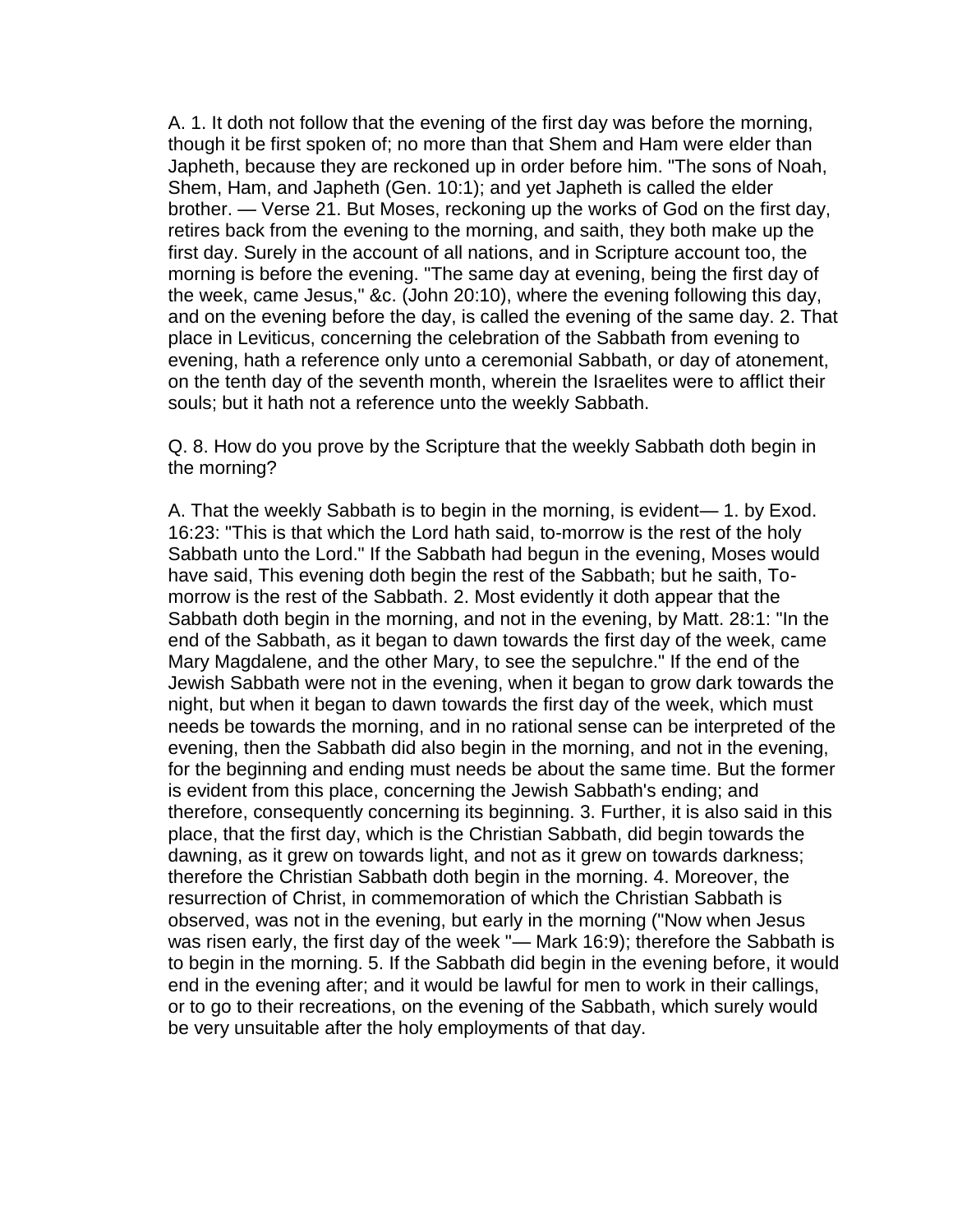A. 1. It doth not follow that the evening of the first day was before the morning, though it be first spoken of; no more than that Shem and Ham were elder than Japheth, because they are reckoned up in order before him. "The sons of Noah, Shem, Ham, and Japheth (Gen. 10:1); and yet Japheth is called the elder brother. — Verse 21. But Moses, reckoning up the works of God on the first day, retires back from the evening to the morning, and saith, they both make up the first day. Surely in the account of all nations, and in Scripture account too, the morning is before the evening. "The same day at evening, being the first day of the week, came Jesus," &c. (John 20:10), where the evening following this day, and on the evening before the day, is called the evening of the same day. 2. That place in Leviticus, concerning the celebration of the Sabbath from evening to evening, hath a reference only unto a ceremonial Sabbath, or day of atonement, on the tenth day of the seventh month, wherein the Israelites were to afflict their souls; but it hath not a reference unto the weekly Sabbath.

Q. 8. How do you prove by the Scripture that the weekly Sabbath doth begin in the morning?

A. That the weekly Sabbath is to begin in the morning, is evident— 1. by Exod. 16:23: "This is that which the Lord hath said, to-morrow is the rest of the holy Sabbath unto the Lord." If the Sabbath had begun in the evening, Moses would have said, This evening doth begin the rest of the Sabbath; but he saith, To-morrow is the rest of the Sabbath. 2. Most evidently it doth appear that the Sabbath doth begin in the morning, and not in the evening, by Matt. 28:1: "In the end of the Sabbath, as it began to dawn towards the first day of the week, came Mary Magdalene, and the other Mary, to see the sepulchre." If the end of the Jewish Sabbath were not in the evening, when it began to grow dark towards the night, but when it began to dawn towards the first day of the week, which must needs be towards the morning, and in no rational sense can be interpreted of the evening, then the Sabbath did also begin in the morning, and not in the evening, for the beginning and ending must needs be about the same time. But the former is evident from this place, concerning the Jewish Sabbath's ending; and therefore, consequently concerning its beginning. 3. Further, it is also said in this place, that the first day, which is the Christian Sabbath, did begin towards the dawning, as it grew on towards light, and not as it grew on towards darkness; therefore the Christian Sabbath doth begin in the morning. 4. Moreover, the resurrection of Christ, in commemoration of which the Christian Sabbath is observed, was not in the evening, but early in the morning ("Now when Jesus was risen early, the first day of the week "— Mark 16:9); therefore the Sabbath is to begin in the morning. 5. If the Sabbath did begin in the evening before, it would end in the evening after; and it would be lawful for men to work in their callings, or to go to their recreations, on the evening of the Sabbath, which surely would be very unsuitable after the holy employments of that day.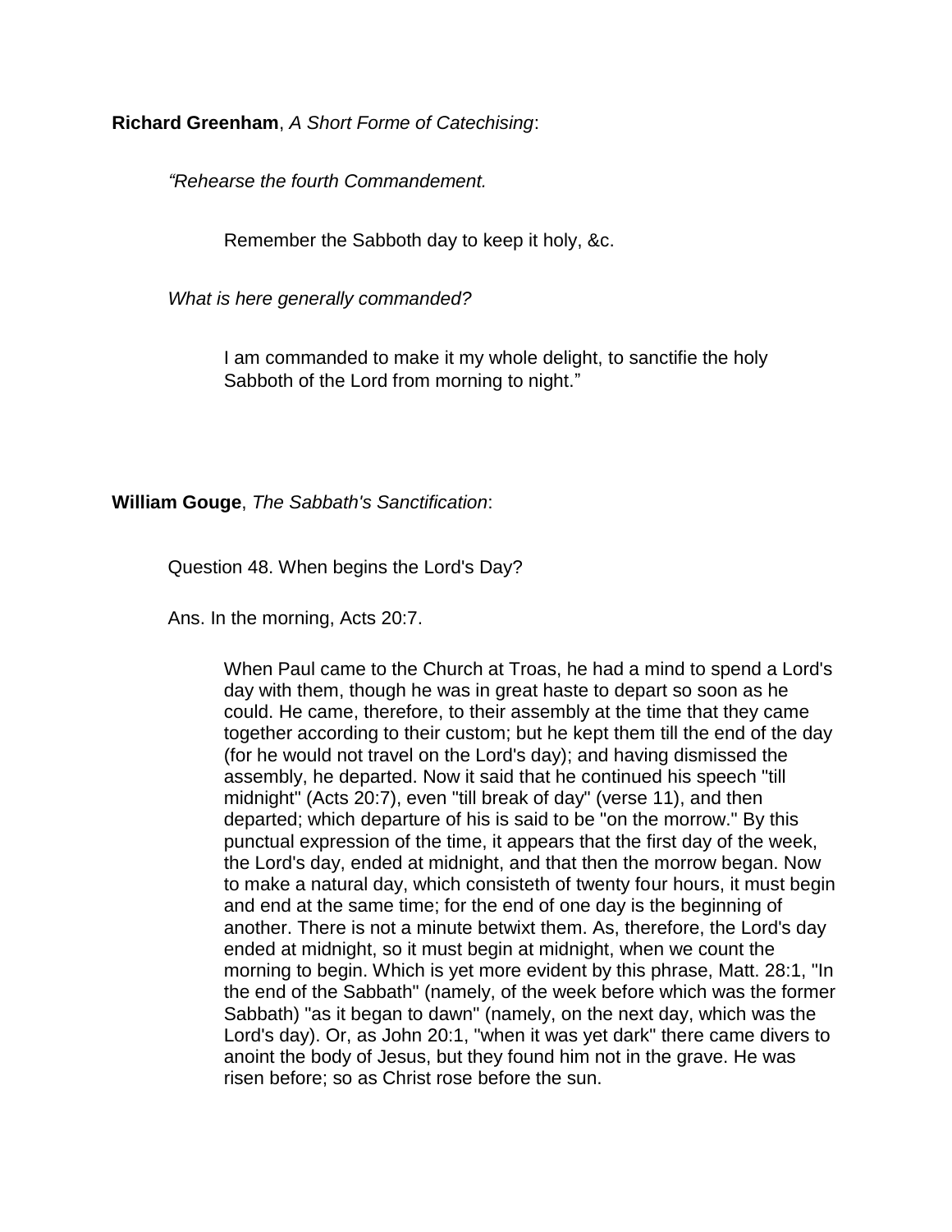**Richard Greenham**, *A Short Forme of Catechising*:

> *“Rehearse the fourth Commandement.*
>
> > Remember the Sabboth day to keep it holy, &c.
>
> *What is here generally commanded?*
>
> > I am commanded to make it my whole delight, to sanctifie the holy Sabboth of the Lord from morning to night.”

**William Gouge**, *The Sabbath's Sanctification*:

> Question 48. When begins the Lord's Day?
>
> Ans. In the morning, Acts 20:7.
>
> > When Paul came to the Church at Troas, he had a mind to spend a Lord's day with them, though he was in great haste to depart so soon as he could. He came, therefore, to their assembly at the time that they came together according to their custom; but he kept them till the end of the day (for he would not travel on the Lord's day); and having dismissed the assembly, he departed. Now it said that he continued his speech "till midnight" (Acts 20:7), even "till break of day" (verse 11), and then departed; which departure of his is said to be "on the morrow." By this punctual expression of the time, it appears that the first day of the week, the Lord's day, ended at midnight, and that then the morrow began. Now to make a natural day, which consisteth of twenty four hours, it must begin and end at the same time; for the end of one day is the beginning of another. There is not a minute betwixt them. As, therefore, the Lord's day ended at midnight, so it must begin at midnight, when we count the morning to begin. Which is yet more evident by this phrase, Matt. 28:1, "In the end of the Sabbath" (namely, of the week before which was the former Sabbath) "as it began to dawn" (namely, on the next day, which was the Lord's day). Or, as John 20:1, "when it was yet dark" there came divers to anoint the body of Jesus, but they found him not in the grave. He was risen before; so as Christ rose before the sun.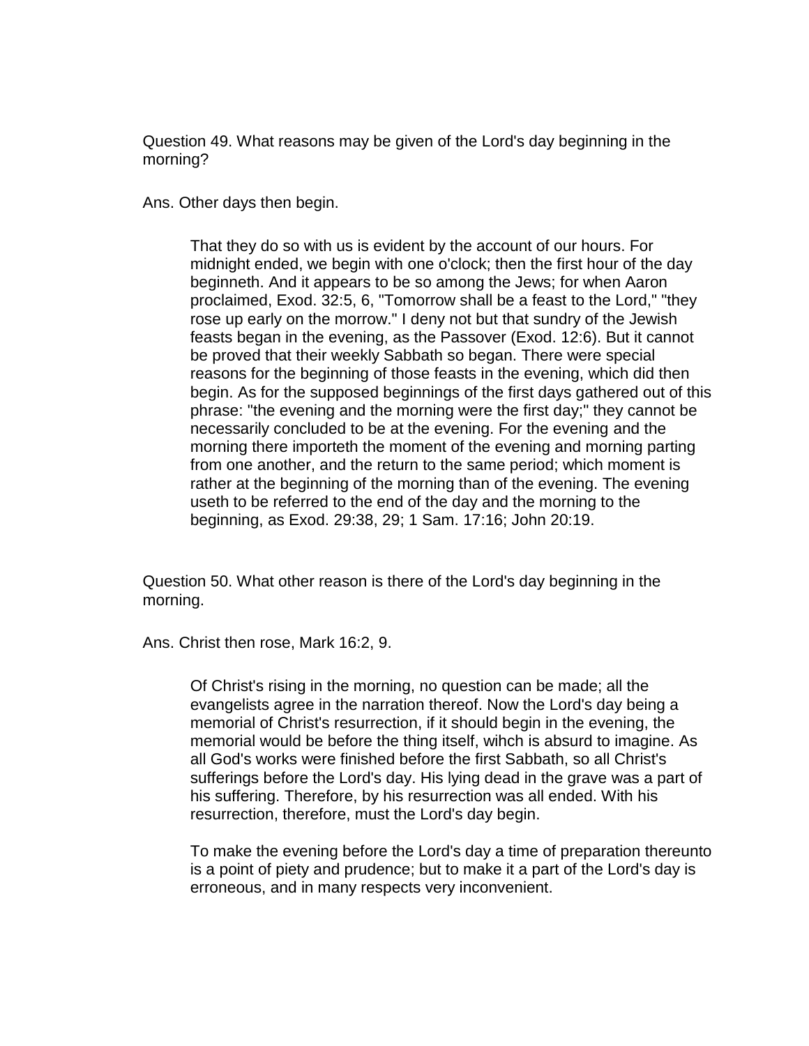Question 49. What reasons may be given of the Lord's day beginning in the morning?

Ans. Other days then begin.

> That they do so with us is evident by the account of our hours. For midnight ended, we begin with one o'clock; then the first hour of the day beginneth. And it appears to be so among the Jews; for when Aaron proclaimed, Exod. 32:5, 6, "Tomorrow shall be a feast to the Lord," "they rose up early on the morrow." I deny not but that sundry of the Jewish feasts began in the evening, as the Passover (Exod. 12:6). But it cannot be proved that their weekly Sabbath so began. There were special reasons for the beginning of those feasts in the evening, which did then begin. As for the supposed beginnings of the first days gathered out of this phrase: "the evening and the morning were the first day;" they cannot be necessarily concluded to be at the evening. For the evening and the morning there importeth the moment of the evening and morning parting from one another, and the return to the same period; which moment is rather at the beginning of the morning than of the evening. The evening useth to be referred to the end of the day and the morning to the beginning, as Exod. 29:38, 29; 1 Sam. 17:16; John 20:19.

Question 50. What other reason is there of the Lord's day beginning in the morning.

Ans. Christ then rose, Mark 16:2, 9.

> Of Christ's rising in the morning, no question can be made; all the evangelists agree in the narration thereof. Now the Lord's day being a memorial of Christ's resurrection, if it should begin in the evening, the memorial would be before the thing itself, wihch is absurd to imagine. As all God's works were finished before the first Sabbath, so all Christ's sufferings before the Lord's day. His lying dead in the grave was a part of his suffering. Therefore, by his resurrection was all ended. With his resurrection, therefore, must the Lord's day begin.
>
> To make the evening before the Lord's day a time of preparation thereunto is a point of piety and prudence; but to make it a part of the Lord's day is erroneous, and in many respects very inconvenient.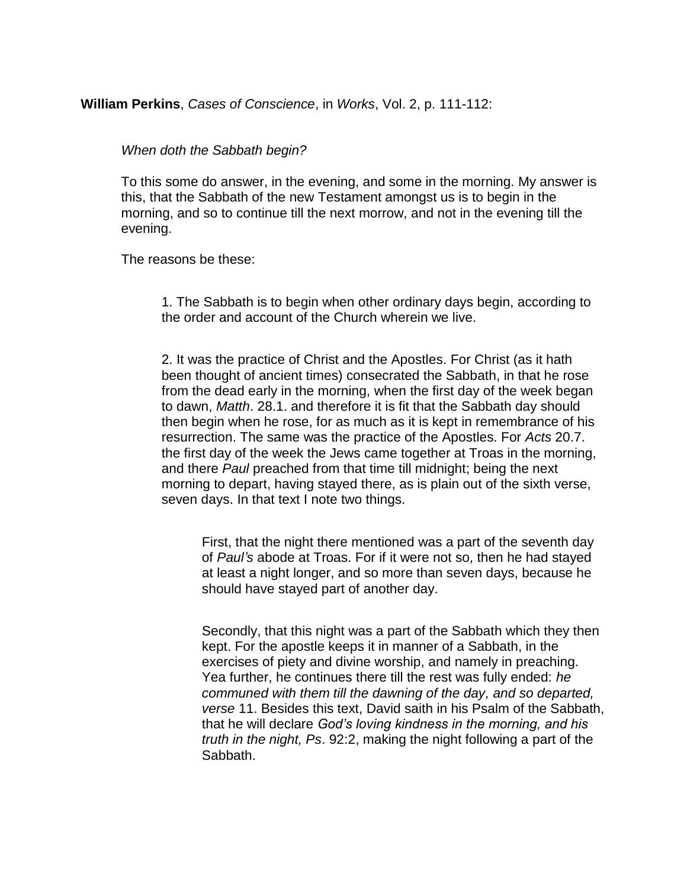**William Perkins**, *Cases of Conscience*, in *Works*, Vol. 2, p. 111-112:

> *When doth the Sabbath begin?*
>
> To this some do answer, in the evening, and some in the morning. My answer is this, that the Sabbath of the new Testament amongst us is to begin in the morning, and so to continue till the next morrow, and not in the evening till the evening.
>
> The reasons be these:
>
> > 1. The Sabbath is to begin when other ordinary days begin, according to the order and account of the Church wherein we live.
> >
> > 2. It was the practice of Christ and the Apostles. For Christ (as it hath been thought of ancient times) consecrated the Sabbath, in that he rose from the dead early in the morning, when the first day of the week began to dawn, *Matth*. 28.1. and therefore it is fit that the Sabbath day should then begin when he rose, for as much as it is kept in remembrance of his resurrection. The same was the practice of the Apostles. For *Acts* 20.7. the first day of the week the Jews came together at Troas in the morning, and there *Paul* preached from that time till midnight; being the next morning to depart, having stayed there, as is plain out of the sixth verse, seven days. In that text I note two things.
> >
> > > First, that the night there mentioned was a part of the seventh day of *Paul's* abode at Troas. For if it were not so, then he had stayed at least a night longer, and so more than seven days, because he should have stayed part of another day.
> > >
> > > Secondly, that this night was a part of the Sabbath which they then kept. For the apostle keeps it in manner of a Sabbath, in the exercises of piety and divine worship, and namely in preaching. Yea further, he continues there till the rest was fully ended: *he communed with them till the dawning of the day, and so departed, verse* 11. Besides this text, David saith in his Psalm of the Sabbath, that he will declare *God's loving kindness in the morning, and his truth in the night, Ps*. 92:2, making the night following a part of the Sabbath.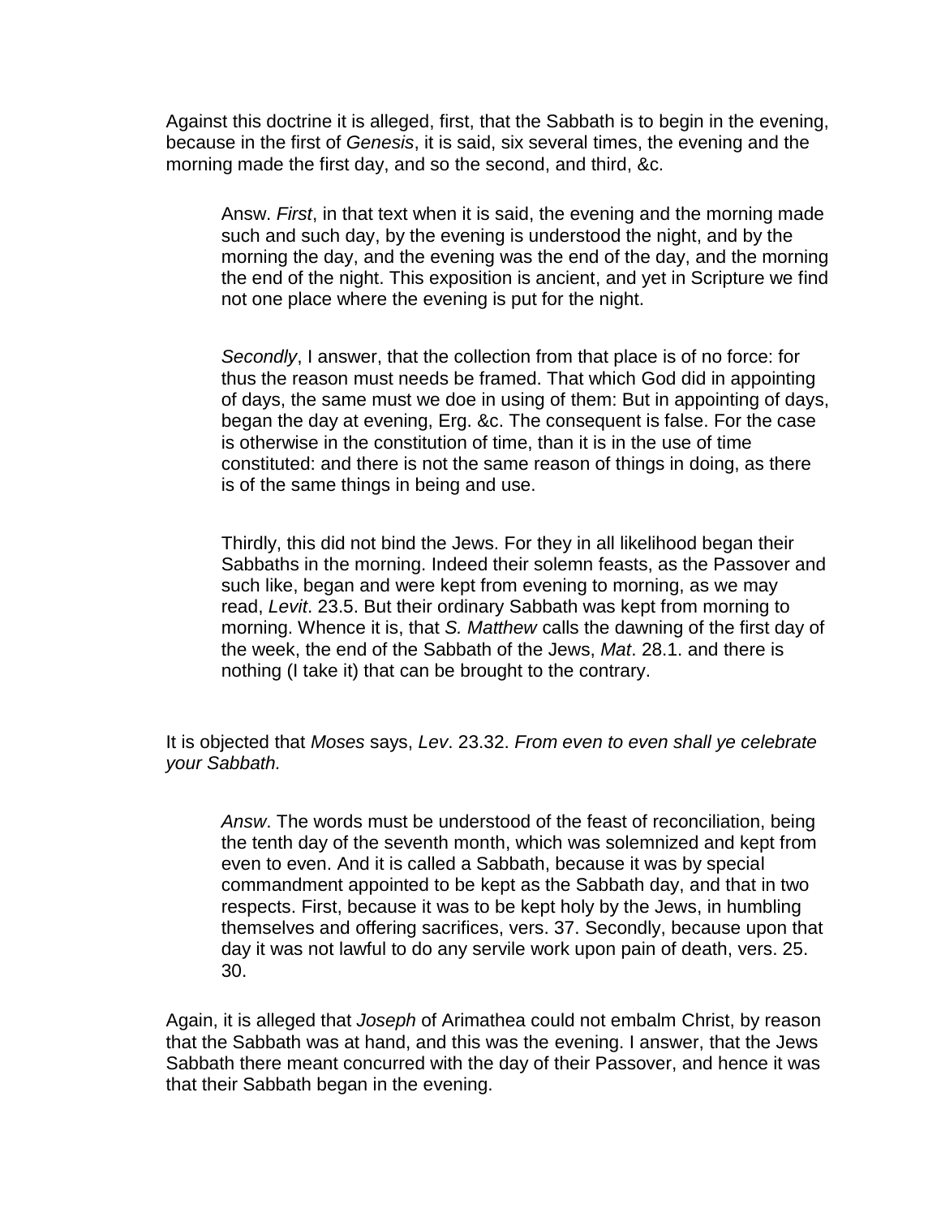Against this doctrine it is alleged, first, that the Sabbath is to begin in the evening, because in the first of *Genesis*, it is said, six several times, the evening and the morning made the first day, and so the second, and third, &c.

> Answ. *First*, in that text when it is said, the evening and the morning made such and such day, by the evening is understood the night, and by the morning the day, and the evening was the end of the day, and the morning the end of the night. This exposition is ancient, and yet in Scripture we find not one place where the evening is put for the night.
>
> *Secondly*, I answer, that the collection from that place is of no force: for thus the reason must needs be framed. That which God did in appointing of days, the same must we doe in using of them: But in appointing of days, began the day at evening, Erg. &c. The consequent is false. For the case is otherwise in the constitution of time, than it is in the use of time constituted: and there is not the same reason of things in doing, as there is of the same things in being and use.
>
> Thirdly, this did not bind the Jews. For they in all likelihood began their Sabbaths in the morning. Indeed their solemn feasts, as the Passover and such like, began and were kept from evening to morning, as we may read, *Levit*. 23.5. But their ordinary Sabbath was kept from morning to morning. Whence it is, that *S. Matthew* calls the dawning of the first day of the week, the end of the Sabbath of the Jews, *Mat*. 28.1. and there is nothing (I take it) that can be brought to the contrary.

It is objected that *Moses* says, *Lev*. 23.32. *From even to even shall ye celebrate your Sabbath.*

> *Answ*. The words must be understood of the feast of reconciliation, being the tenth day of the seventh month, which was solemnized and kept from even to even. And it is called a Sabbath, because it was by special commandment appointed to be kept as the Sabbath day, and that in two respects. First, because it was to be kept holy by the Jews, in humbling themselves and offering sacrifices, vers. 37. Secondly, because upon that day it was not lawful to do any servile work upon pain of death, vers. 25. 30.

Again, it is alleged that *Joseph* of Arimathea could not embalm Christ, by reason that the Sabbath was at hand, and this was the evening. I answer, that the Jews Sabbath there meant concurred with the day of their Passover, and hence it was that their Sabbath began in the evening.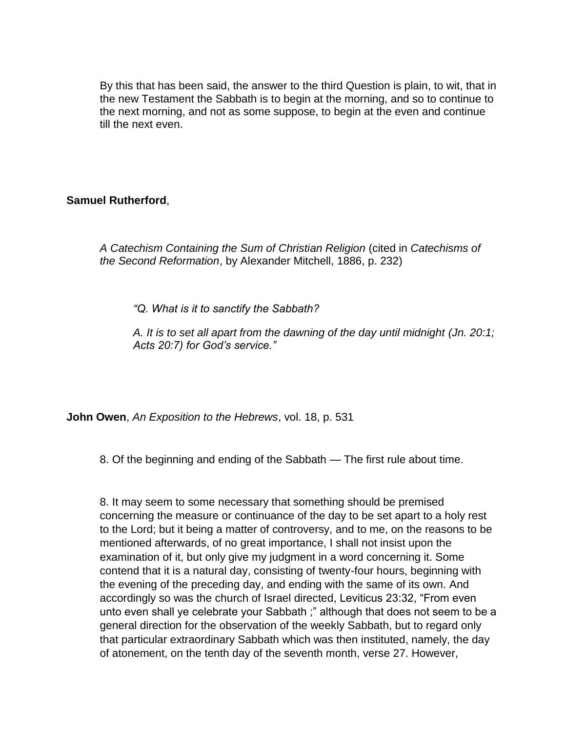By this that has been said, the answer to the third Question is plain, to wit, that in the new Testament the Sabbath is to begin at the morning, and so to continue to the next morning, and not as some suppose, to begin at the even and continue till the next even.

**Samuel Rutherford**,

*A Catechism Containing the Sum of Christian Religion* (cited in *Catechisms of the Second Reformation*, by Alexander Mitchell, 1886, p. 232)

*"Q. What is it to sanctify the Sabbath?*

*A. It is to set all apart from the dawning of the day until midnight (Jn. 20:1; Acts 20:7) for God's service."*

**John Owen**, *An Exposition to the Hebrews*, vol. 18, p. 531

8. Of the beginning and ending of the Sabbath — The first rule about time.

8. It may seem to some necessary that something should be premised concerning the measure or continuance of the day to be set apart to a holy rest to the Lord; but it being a matter of controversy, and to me, on the reasons to be mentioned afterwards, of no great importance, I shall not insist upon the examination of it, but only give my judgment in a word concerning it. Some contend that it is a natural day, consisting of twenty-four hours, beginning with the evening of the preceding day, and ending with the same of its own. And accordingly so was the church of Israel directed, Leviticus 23:32, "From even unto even shall ye celebrate your Sabbath ;" although that does not seem to be a general direction for the observation of the weekly Sabbath, but to regard only that particular extraordinary Sabbath which was then instituted, namely, the day of atonement, on the tenth day of the seventh month, verse 27. However,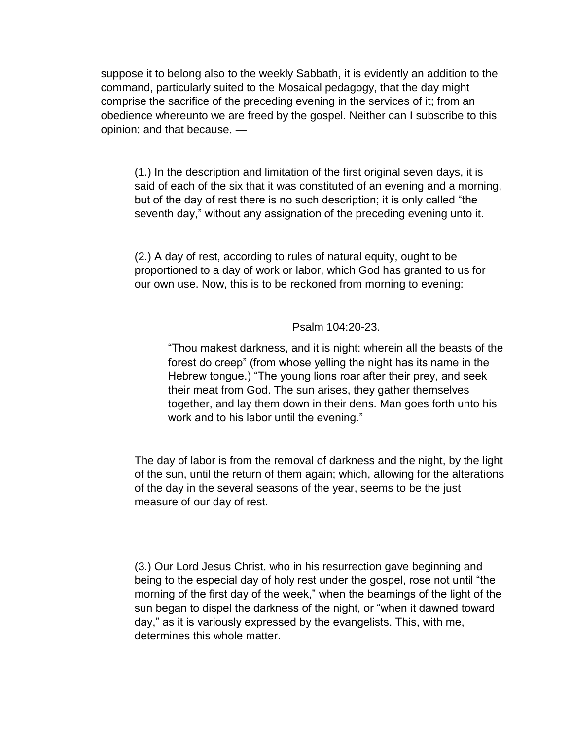suppose it to belong also to the weekly Sabbath, it is evidently an addition to the command, particularly suited to the Mosaical pedagogy, that the day might comprise the sacrifice of the preceding evening in the services of it; from an obedience whereunto we are freed by the gospel. Neither can I subscribe to this opinion; and that because, —

> (1.) In the description and limitation of the first original seven days, it is said of each of the six that it was constituted of an evening and a morning, but of the day of rest there is no such description; it is only called "the seventh day," without any assignation of the preceding evening unto it.
>
> (2.) A day of rest, according to rules of natural equity, ought to be proportioned to a day of work or labor, which God has granted to us for our own use. Now, this is to be reckoned from morning to evening:
>
> Psalm 104:20-23.
>
> > "Thou makest darkness, and it is night: wherein all the beasts of the forest do creep" (from whose yelling the night has its name in the Hebrew tongue.) "The young lions roar after their prey, and seek their meat from God. The sun arises, they gather themselves together, and lay them down in their dens. Man goes forth unto his work and to his labor until the evening."
>
> The day of labor is from the removal of darkness and the night, by the light of the sun, until the return of them again; which, allowing for the alterations of the day in the several seasons of the year, seems to be the just measure of our day of rest.
>
> (3.) Our Lord Jesus Christ, who in his resurrection gave beginning and being to the especial day of holy rest under the gospel, rose not until "the morning of the first day of the week," when the beamings of the light of the sun began to dispel the darkness of the night, or "when it dawned toward day," as it is variously expressed by the evangelists. This, with me, determines this whole matter.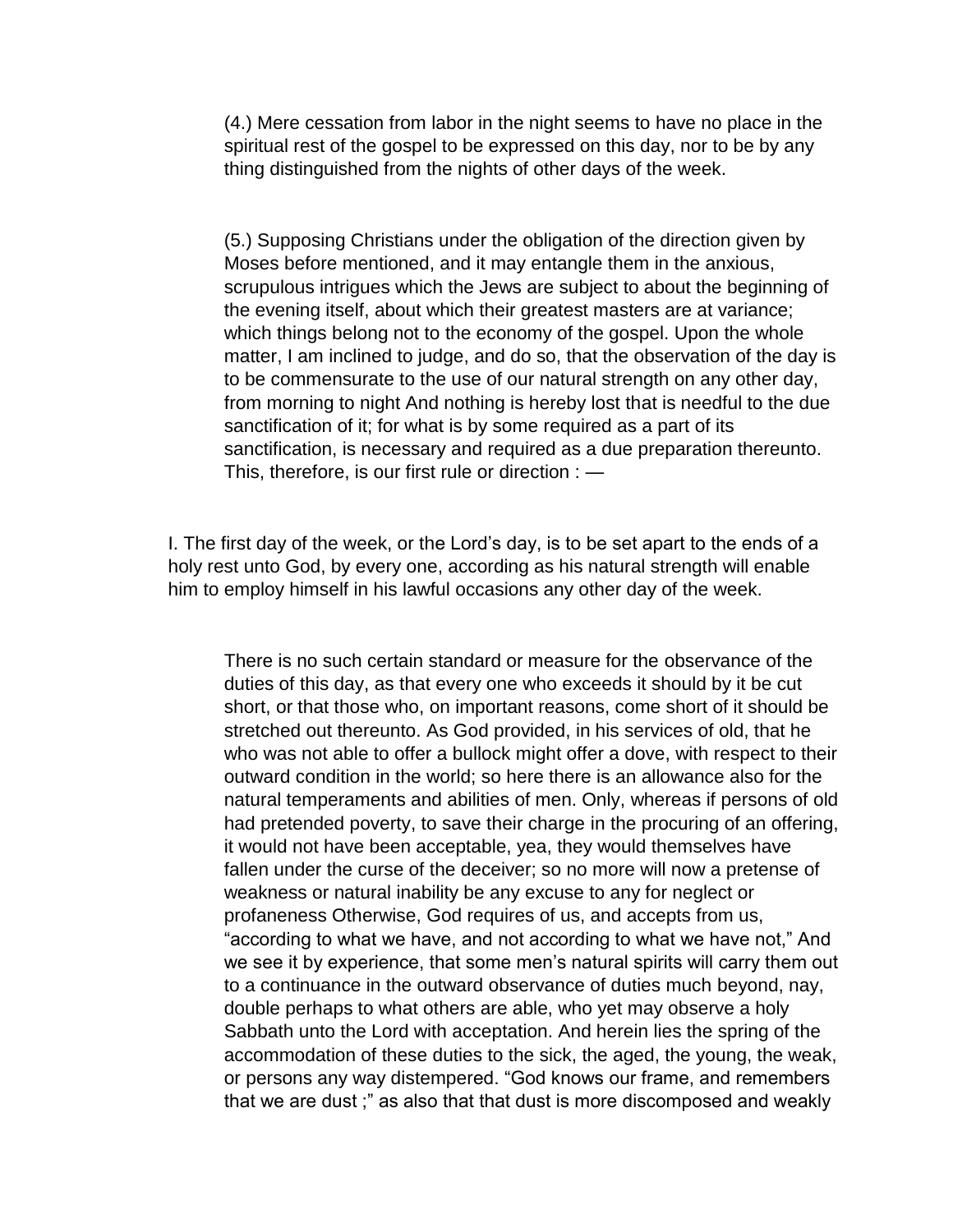(4.) Mere cessation from labor in the night seems to have no place in the spiritual rest of the gospel to be expressed on this day, nor to be by any thing distinguished from the nights of other days of the week.

(5.) Supposing Christians under the obligation of the direction given by Moses before mentioned, and it may entangle them in the anxious, scrupulous intrigues which the Jews are subject to about the beginning of the evening itself, about which their greatest masters are at variance; which things belong not to the economy of the gospel. Upon the whole matter, I am inclined to judge, and do so, that the observation of the day is to be commensurate to the use of our natural strength on any other day, from morning to night And nothing is hereby lost that is needful to the due sanctification of it; for what is by some required as a part of its sanctification, is necessary and required as a due preparation thereunto. This, therefore, is our first rule or direction : —

I. The first day of the week, or the Lord's day, is to be set apart to the ends of a holy rest unto God, by every one, according as his natural strength will enable him to employ himself in his lawful occasions any other day of the week.

There is no such certain standard or measure for the observance of the duties of this day, as that every one who exceeds it should by it be cut short, or that those who, on important reasons, come short of it should be stretched out thereunto. As God provided, in his services of old, that he who was not able to offer a bullock might offer a dove, with respect to their outward condition in the world; so here there is an allowance also for the natural temperaments and abilities of men. Only, whereas if persons of old had pretended poverty, to save their charge in the procuring of an offering, it would not have been acceptable, yea, they would themselves have fallen under the curse of the deceiver; so no more will now a pretense of weakness or natural inability be any excuse to any for neglect or profaneness Otherwise, God requires of us, and accepts from us, "according to what we have, and not according to what we have not," And we see it by experience, that some men's natural spirits will carry them out to a continuance in the outward observance of duties much beyond, nay, double perhaps to what others are able, who yet may observe a holy Sabbath unto the Lord with acceptation. And herein lies the spring of the accommodation of these duties to the sick, the aged, the young, the weak, or persons any way distempered. "God knows our frame, and remembers that we are dust ;" as also that that dust is more discomposed and weakly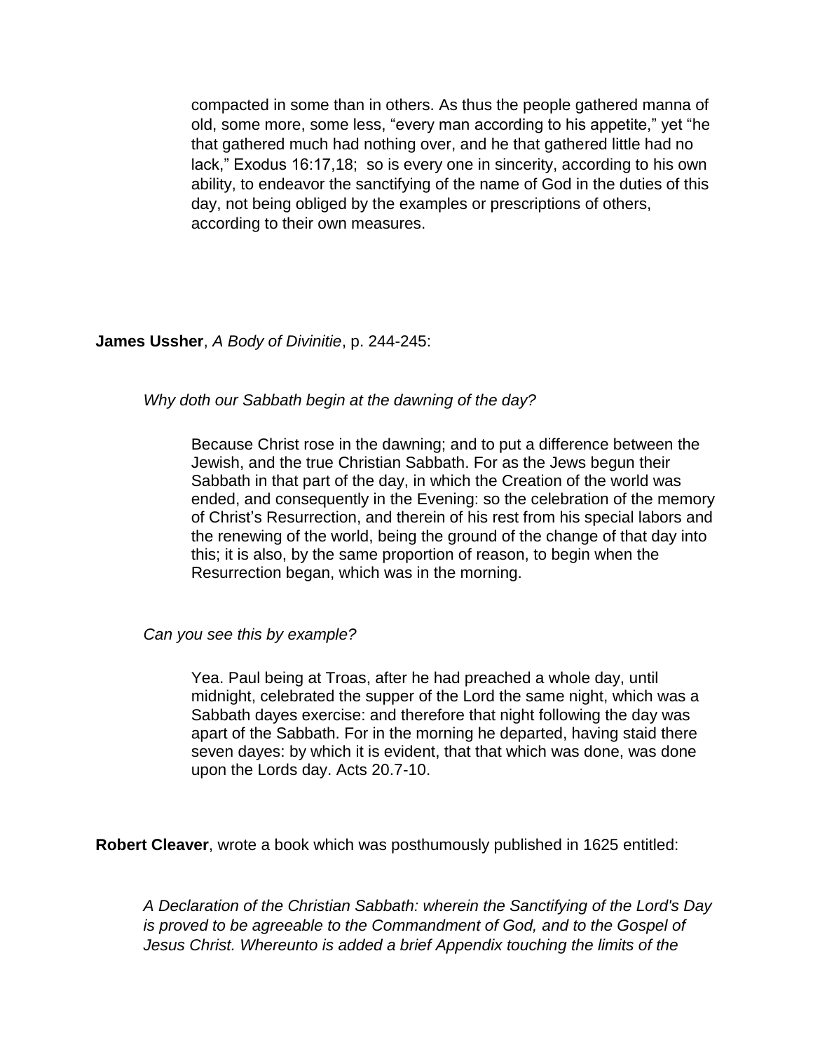compacted in some than in others. As thus the people gathered manna of old, some more, some less, "every man according to his appetite," yet "he that gathered much had nothing over, and he that gathered little had no lack," Exodus 16:17,18; so is every one in sincerity, according to his own ability, to endeavor the sanctifying of the name of God in the duties of this day, not being obliged by the examples or prescriptions of others, according to their own measures.

**James Ussher**, *A Body of Divinitie*, p. 244-245:

*Why doth our Sabbath begin at the dawning of the day?*

Because Christ rose in the dawning; and to put a difference between the Jewish, and the true Christian Sabbath. For as the Jews begun their Sabbath in that part of the day, in which the Creation of the world was ended, and consequently in the Evening: so the celebration of the memory of Christ's Resurrection, and therein of his rest from his special labors and the renewing of the world, being the ground of the change of that day into this; it is also, by the same proportion of reason, to begin when the Resurrection began, which was in the morning.

*Can you see this by example?*

Yea. Paul being at Troas, after he had preached a whole day, until midnight, celebrated the supper of the Lord the same night, which was a Sabbath dayes exercise: and therefore that night following the day was apart of the Sabbath. For in the morning he departed, having staid there seven dayes: by which it is evident, that that which was done, was done upon the Lords day. Acts 20.7-10.

**Robert Cleaver**, wrote a book which was posthumously published in 1625 entitled:

*A Declaration of the Christian Sabbath: wherein the Sanctifying of the Lord's Day is proved to be agreeable to the Commandment of God, and to the Gospel of Jesus Christ. Whereunto is added a brief Appendix touching the limits of the*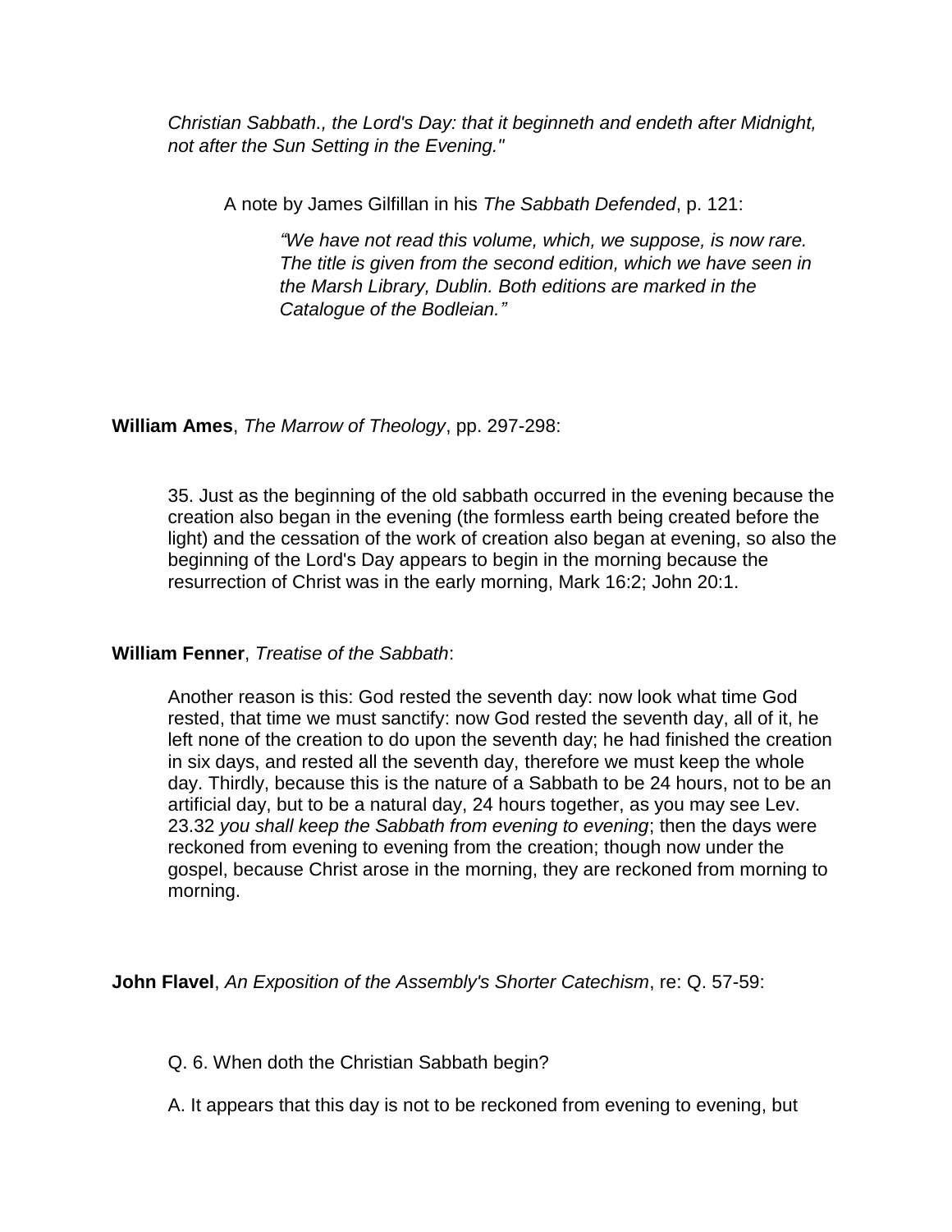*Christian Sabbath., the Lord's Day: that it beginneth and endeth after Midnight, not after the Sun Setting in the Evening."*

A note by James Gilfillan in his *The Sabbath Defended*, p. 121:

> *"We have not read this volume, which, we suppose, is now rare. The title is given from the second edition, which we have seen in the Marsh Library, Dublin. Both editions are marked in the Catalogue of the Bodleian."*

**William Ames**, *The Marrow of Theology*, pp. 297-298:

> 35. Just as the beginning of the old sabbath occurred in the evening because the creation also began in the evening (the formless earth being created before the light) and the cessation of the work of creation also began at evening, so also the beginning of the Lord's Day appears to begin in the morning because the resurrection of Christ was in the early morning, Mark 16:2; John 20:1.

**William Fenner**, *Treatise of the Sabbath*:

> Another reason is this: God rested the seventh day: now look what time God rested, that time we must sanctify: now God rested the seventh day, all of it, he left none of the creation to do upon the seventh day; he had finished the creation in six days, and rested all the seventh day, therefore we must keep the whole day. Thirdly, because this is the nature of a Sabbath to be 24 hours, not to be an artificial day, but to be a natural day, 24 hours together, as you may see Lev. 23.32 *you shall keep the Sabbath from evening to evening*; then the days were reckoned from evening to evening from the creation; though now under the gospel, because Christ arose in the morning, they are reckoned from morning to morning.

**John Flavel**, *An Exposition of the Assembly's Shorter Catechism*, re: Q. 57-59:

> Q. 6. When doth the Christian Sabbath begin?
>
> A. It appears that this day is not to be reckoned from evening to evening, but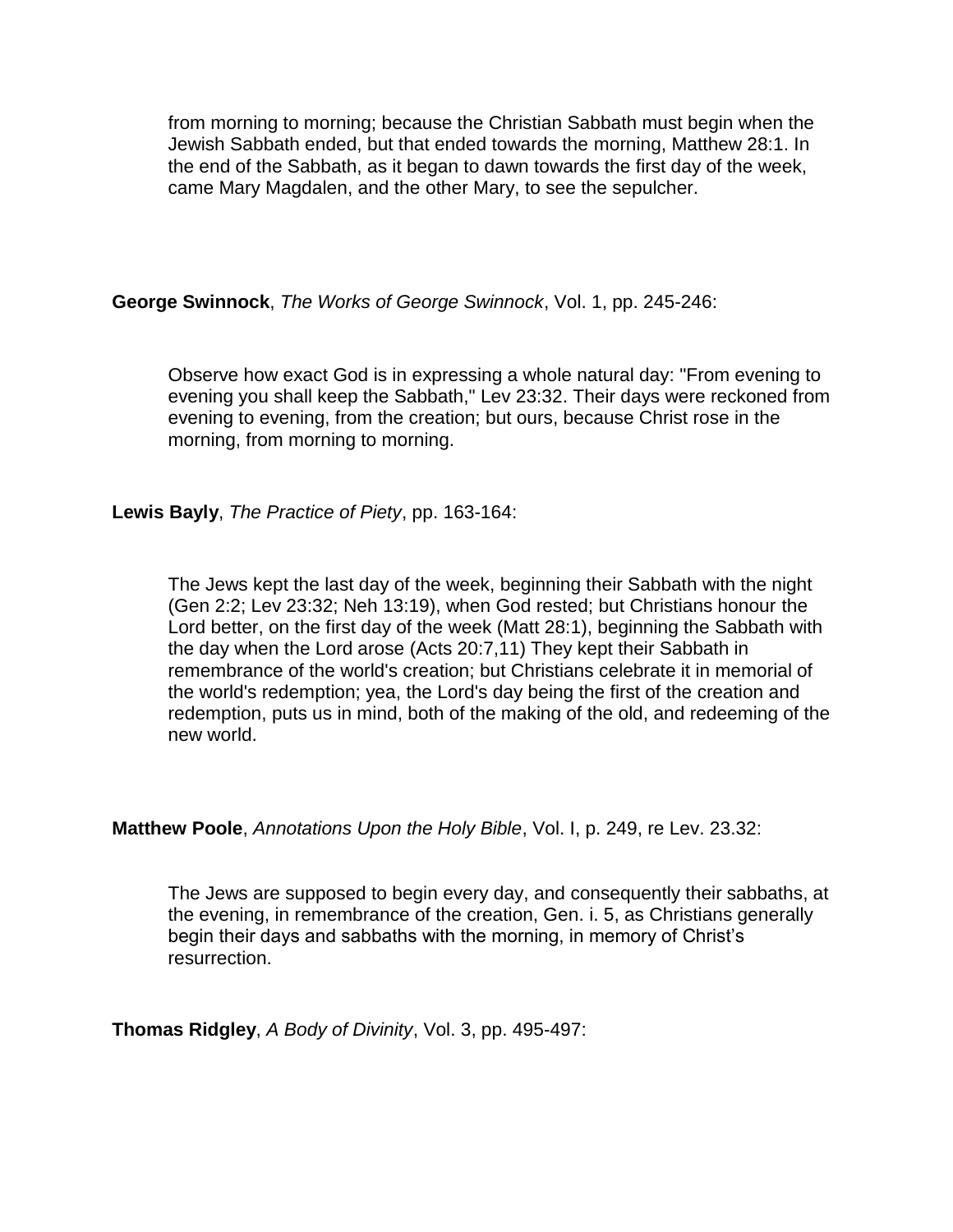> from morning to morning; because the Christian Sabbath must begin when the Jewish Sabbath ended, but that ended towards the morning, Matthew 28:1. In the end of the Sabbath, as it began to dawn towards the first day of the week, came Mary Magdalen, and the other Mary, to see the sepulcher.

**George Swinnock**, *The Works of George Swinnock*, Vol. 1, pp. 245-246:

> Observe how exact God is in expressing a whole natural day: "From evening to evening you shall keep the Sabbath," Lev 23:32. Their days were reckoned from evening to evening, from the creation; but ours, because Christ rose in the morning, from morning to morning.

**Lewis Bayly**, *The Practice of Piety*, pp. 163-164:

> The Jews kept the last day of the week, beginning their Sabbath with the night (Gen 2:2; Lev 23:32; Neh 13:19), when God rested; but Christians honour the Lord better, on the first day of the week (Matt 28:1), beginning the Sabbath with the day when the Lord arose (Acts 20:7,11) They kept their Sabbath in remembrance of the world's creation; but Christians celebrate it in memorial of the world's redemption; yea, the Lord's day being the first of the creation and redemption, puts us in mind, both of the making of the old, and redeeming of the new world.

**Matthew Poole**, *Annotations Upon the Holy Bible*, Vol. I, p. 249, re Lev. 23.32:

> The Jews are supposed to begin every day, and consequently their sabbaths, at the evening, in remembrance of the creation, Gen. i. 5, as Christians generally begin their days and sabbaths with the morning, in memory of Christ's resurrection.

**Thomas Ridgley**, *A Body of Divinity*, Vol. 3, pp. 495-497: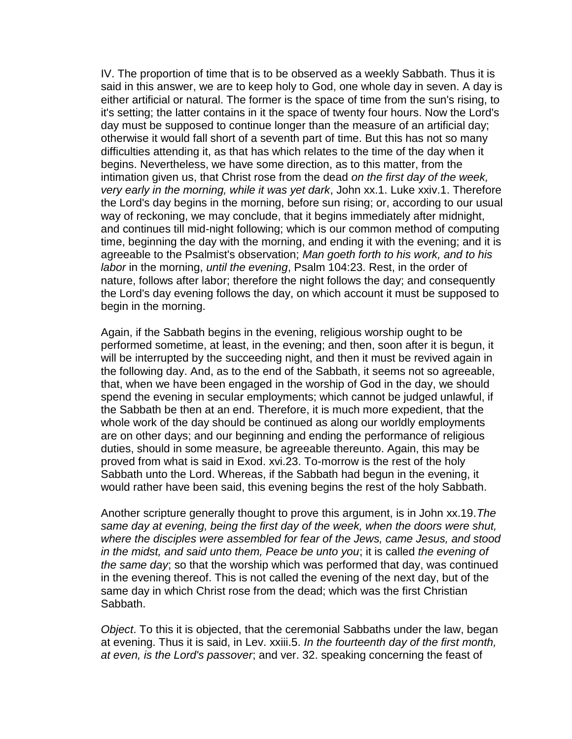IV. The proportion of time that is to be observed as a weekly Sabbath. Thus it is said in this answer, we are to keep holy to God, one whole day in seven. A day is either artificial or natural. The former is the space of time from the sun's rising, to it's setting; the latter contains in it the space of twenty four hours. Now the Lord's day must be supposed to continue longer than the measure of an artificial day; otherwise it would fall short of a seventh part of time. But this has not so many difficulties attending it, as that has which relates to the time of the day when it begins. Nevertheless, we have some direction, as to this matter, from the intimation given us, that Christ rose from the dead *on the first day of the week, very early in the morning, while it was yet dark*, John xx.1. Luke xxiv.1. Therefore the Lord's day begins in the morning, before sun rising; or, according to our usual way of reckoning, we may conclude, that it begins immediately after midnight, and continues till mid-night following; which is our common method of computing time, beginning the day with the morning, and ending it with the evening; and it is agreeable to the Psalmist's observation; *Man goeth forth to his work, and to his labor* in the morning, *until the evening*, Psalm 104:23. Rest, in the order of nature, follows after labor; therefore the night follows the day; and consequently the Lord's day evening follows the day, on which account it must be supposed to begin in the morning.

Again, if the Sabbath begins in the evening, religious worship ought to be performed sometime, at least, in the evening; and then, soon after it is begun, it will be interrupted by the succeeding night, and then it must be revived again in the following day. And, as to the end of the Sabbath, it seems not so agreeable, that, when we have been engaged in the worship of God in the day, we should spend the evening in secular employments; which cannot be judged unlawful, if the Sabbath be then at an end. Therefore, it is much more expedient, that the whole work of the day should be continued as along our worldly employments are on other days; and our beginning and ending the performance of religious duties, should in some measure, be agreeable thereunto. Again, this may be proved from what is said in Exod. xvi.23. To-morrow is the rest of the holy Sabbath unto the Lord. Whereas, if the Sabbath had begun in the evening, it would rather have been said, this evening begins the rest of the holy Sabbath.

Another scripture generally thought to prove this argument, is in John xx.19.*The same day at evening, being the first day of the week, when the doors were shut, where the disciples were assembled for fear of the Jews, came Jesus, and stood in the midst, and said unto them, Peace be unto you*; it is called *the evening of the same day*; so that the worship which was performed that day, was continued in the evening thereof. This is not called the evening of the next day, but of the same day in which Christ rose from the dead; which was the first Christian Sabbath.

*Object*. To this it is objected, that the ceremonial Sabbaths under the law, began at evening. Thus it is said, in Lev. xxiii.5. *In the fourteenth day of the first month, at even, is the Lord's passover*; and ver. 32. speaking concerning the feast of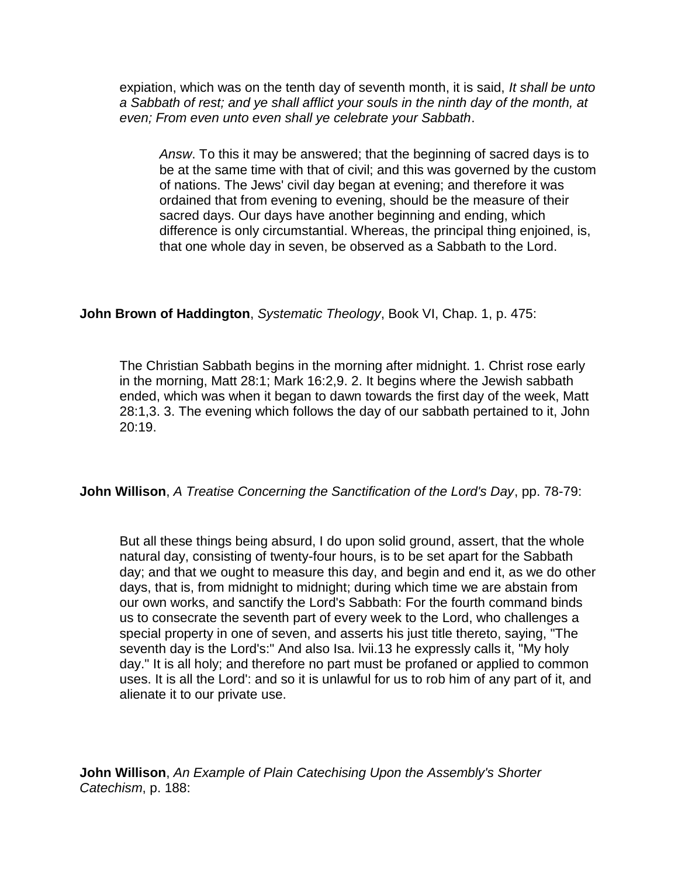expiation, which was on the tenth day of seventh month, it is said, *It shall be unto a Sabbath of rest; and ye shall afflict your souls in the ninth day of the month, at even; From even unto even shall ye celebrate your Sabbath*.

> *Answ*. To this it may be answered; that the beginning of sacred days is to be at the same time with that of civil; and this was governed by the custom of nations. The Jews' civil day began at evening; and therefore it was ordained that from evening to evening, should be the measure of their sacred days. Our days have another beginning and ending, which difference is only circumstantial. Whereas, the principal thing enjoined, is, that one whole day in seven, be observed as a Sabbath to the Lord.

**John Brown of Haddington**, *Systematic Theology*, Book VI, Chap. 1, p. 475:

> The Christian Sabbath begins in the morning after midnight. 1. Christ rose early in the morning, Matt 28:1; Mark 16:2,9. 2. It begins where the Jewish sabbath ended, which was when it began to dawn towards the first day of the week, Matt 28:1,3. 3. The evening which follows the day of our sabbath pertained to it, John 20:19.

**John Willison**, *A Treatise Concerning the Sanctification of the Lord's Day*, pp. 78-79:

> But all these things being absurd, I do upon solid ground, assert, that the whole natural day, consisting of twenty-four hours, is to be set apart for the Sabbath day; and that we ought to measure this day, and begin and end it, as we do other days, that is, from midnight to midnight; during which time we are abstain from our own works, and sanctify the Lord's Sabbath: For the fourth command binds us to consecrate the seventh part of every week to the Lord, who challenges a special property in one of seven, and asserts his just title thereto, saying, "The seventh day is the Lord's:" And also Isa. lvii.13 he expressly calls it, "My holy day." It is all holy; and therefore no part must be profaned or applied to common uses. It is all the Lord': and so it is unlawful for us to rob him of any part of it, and alienate it to our private use.

**John Willison**, *An Example of Plain Catechising Upon the Assembly's Shorter Catechism*, p. 188: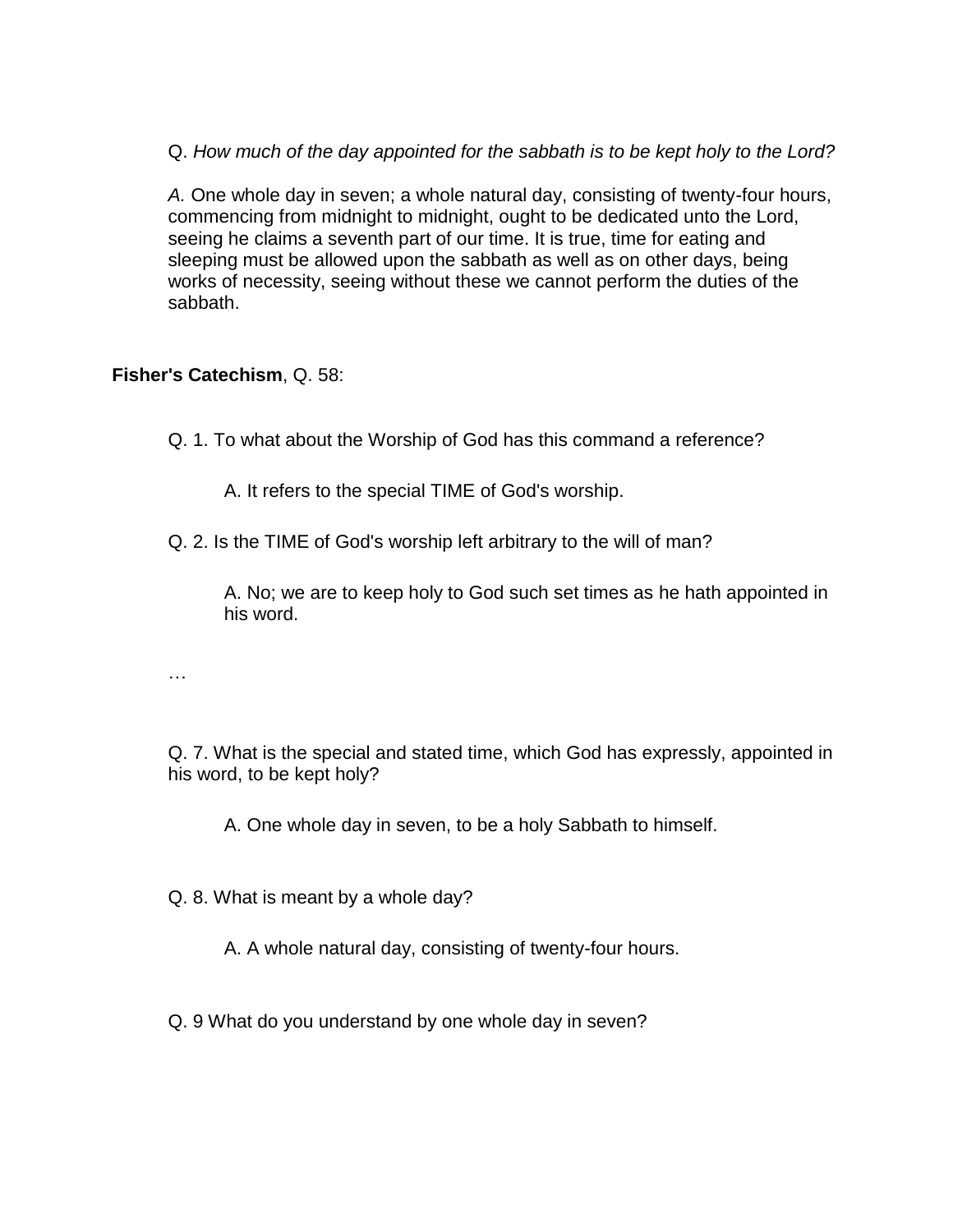Q. *How much of the day appointed for the sabbath is to be kept holy to the Lord?*

*A.* One whole day in seven; a whole natural day, consisting of twenty-four hours, commencing from midnight to midnight, ought to be dedicated unto the Lord, seeing he claims a seventh part of our time. It is true, time for eating and sleeping must be allowed upon the sabbath as well as on other days, being works of necessity, seeing without these we cannot perform the duties of the sabbath.

**Fisher's Catechism**, Q. 58:

Q. 1. To what about the Worship of God has this command a reference?

A. It refers to the special TIME of God's worship.

Q. 2. Is the TIME of God's worship left arbitrary to the will of man?

A. No; we are to keep holy to God such set times as he hath appointed in his word.

…

Q. 7. What is the special and stated time, which God has expressly, appointed in his word, to be kept holy?

A. One whole day in seven, to be a holy Sabbath to himself.

Q. 8. What is meant by a whole day?

A. A whole natural day, consisting of twenty-four hours.

Q. 9 What do you understand by one whole day in seven?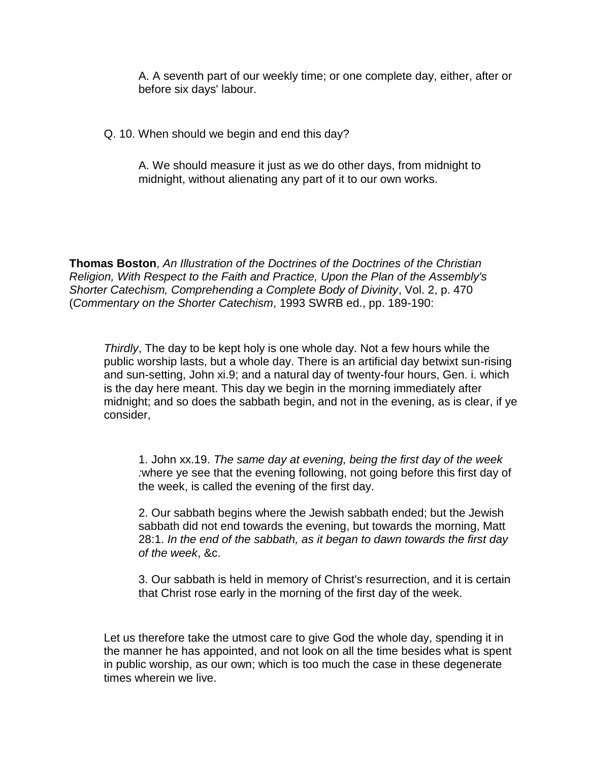A. A seventh part of our weekly time; or one complete day, either, after or before six days' labour.

Q. 10. When should we begin and end this day?

A. We should measure it just as we do other days, from midnight to midnight, without alienating any part of it to our own works.

**Thomas Boston**, *An Illustration of the Doctrines of the Doctrines of the Christian Religion, With Respect to the Faith and Practice, Upon the Plan of the Assembly's Shorter Catechism, Comprehending a Complete Body of Divinity*, Vol. 2, p. 470 (*Commentary on the Shorter Catechism*, 1993 SWRB ed., pp. 189-190:

*Thirdly*, The day to be kept holy is one whole day. Not a few hours while the public worship lasts, but a whole day. There is an artificial day betwixt sun-rising and sun-setting, John xi.9; and a natural day of twenty-four hours, Gen. i. which is the day here meant. This day we begin in the morning immediately after midnight; and so does the sabbath begin, and not in the evening, as is clear, if ye consider,

1. John xx.19. *The same day at evening, being the first day of the week :*where ye see that the evening following, not going before this first day of the week, is called the evening of the first day.

2. Our sabbath begins where the Jewish sabbath ended; but the Jewish sabbath did not end towards the evening, but towards the morning, Matt 28:1. *In the end of the sabbath, as it began to dawn towards the first day of the week*, &c.

3. Our sabbath is held in memory of Christ's resurrection, and it is certain that Christ rose early in the morning of the first day of the week.

Let us therefore take the utmost care to give God the whole day, spending it in the manner he has appointed, and not look on all the time besides what is spent in public worship, as our own; which is too much the case in these degenerate times wherein we live.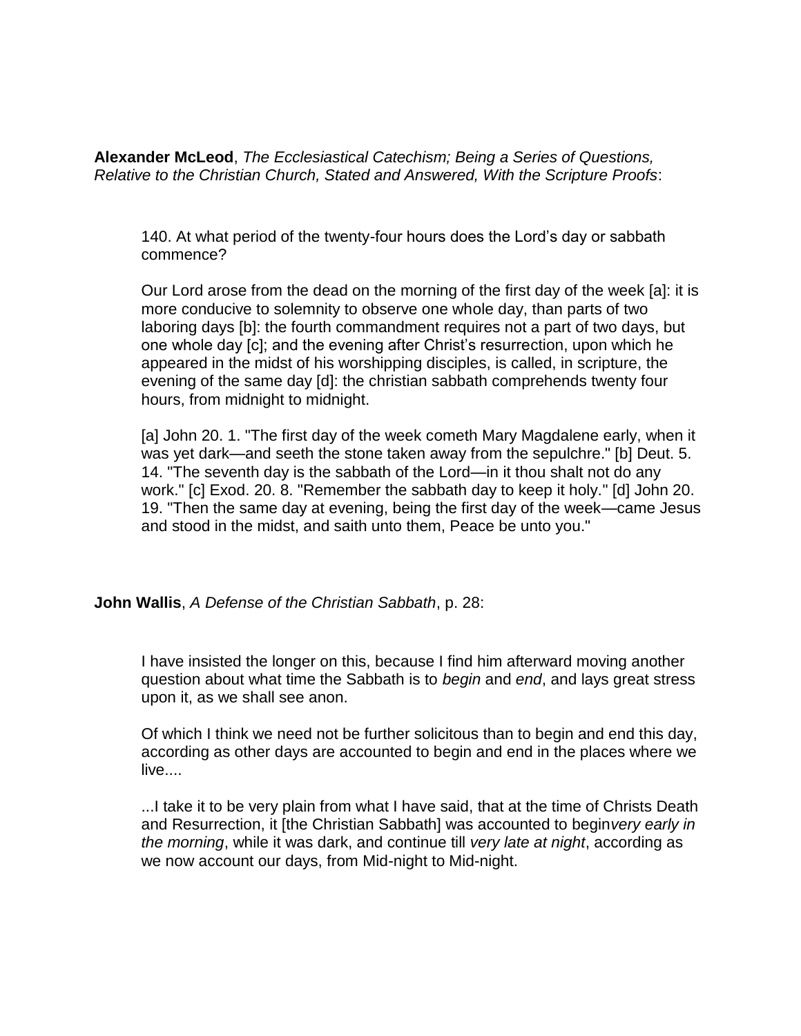**Alexander McLeod**, *The Ecclesiastical Catechism; Being a Series of Questions, Relative to the Christian Church, Stated and Answered, With the Scripture Proofs*:

> 140. At what period of the twenty-four hours does the Lord's day or sabbath commence?
>
> Our Lord arose from the dead on the morning of the first day of the week [a]: it is more conducive to solemnity to observe one whole day, than parts of two laboring days [b]: the fourth commandment requires not a part of two days, but one whole day [c]; and the evening after Christ's resurrection, upon which he appeared in the midst of his worshipping disciples, is called, in scripture, the evening of the same day [d]: the christian sabbath comprehends twenty four hours, from midnight to midnight.
>
> [a] John 20. 1. "The first day of the week cometh Mary Magdalene early, when it was yet dark—and seeth the stone taken away from the sepulchre." [b] Deut. 5. 14. "The seventh day is the sabbath of the Lord—in it thou shalt not do any work." [c] Exod. 20. 8. "Remember the sabbath day to keep it holy." [d] John 20. 19. "Then the same day at evening, being the first day of the week—came Jesus and stood in the midst, and saith unto them, Peace be unto you."

**John Wallis**, *A Defense of the Christian Sabbath*, p. 28:

> I have insisted the longer on this, because I find him afterward moving another question about what time the Sabbath is to *begin* and *end*, and lays great stress upon it, as we shall see anon.
>
> Of which I think we need not be further solicitous than to begin and end this day, according as other days are accounted to begin and end in the places where we live....
>
> ...I take it to be very plain from what I have said, that at the time of Christs Death and Resurrection, it [the Christian Sabbath] was accounted to begin *very early in the morning*, while it was dark, and continue till *very late at night*, according as we now account our days, from Mid-night to Mid-night.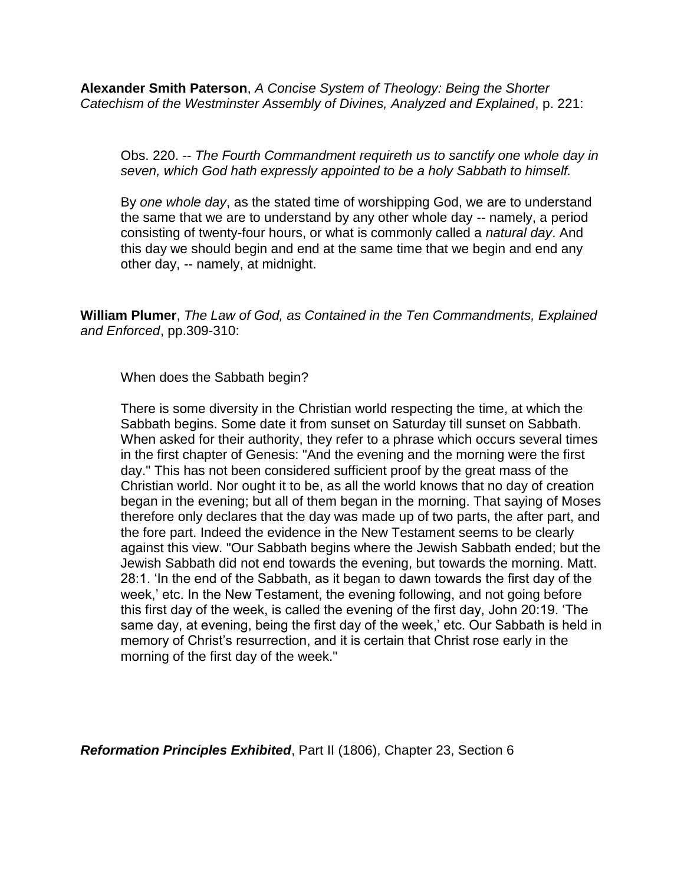**Alexander Smith Paterson**, *A Concise System of Theology: Being the Shorter Catechism of the Westminster Assembly of Divines, Analyzed and Explained*, p. 221:

> Obs. 220. -- *The Fourth Commandment requireth us to sanctify one whole day in seven, which God hath expressly appointed to be a holy Sabbath to himself.*
>
> By *one whole day*, as the stated time of worshipping God, we are to understand the same that we are to understand by any other whole day -- namely, a period consisting of twenty-four hours, or what is commonly called a *natural day*. And this day we should begin and end at the same time that we begin and end any other day, -- namely, at midnight.

**William Plumer**, *The Law of God, as Contained in the Ten Commandments, Explained and Enforced*, pp.309-310:

> When does the Sabbath begin?
>
> There is some diversity in the Christian world respecting the time, at which the Sabbath begins. Some date it from sunset on Saturday till sunset on Sabbath. When asked for their authority, they refer to a phrase which occurs several times in the first chapter of Genesis: "And the evening and the morning were the first day." This has not been considered sufficient proof by the great mass of the Christian world. Nor ought it to be, as all the world knows that no day of creation began in the evening; but all of them began in the morning. That saying of Moses therefore only declares that the day was made up of two parts, the after part, and the fore part. Indeed the evidence in the New Testament seems to be clearly against this view. "Our Sabbath begins where the Jewish Sabbath ended; but the Jewish Sabbath did not end towards the evening, but towards the morning. Matt. 28:1. 'In the end of the Sabbath, as it began to dawn towards the first day of the week,' etc. In the New Testament, the evening following, and not going before this first day of the week, is called the evening of the first day, John 20:19. 'The same day, at evening, being the first day of the week,' etc. Our Sabbath is held in memory of Christ's resurrection, and it is certain that Christ rose early in the morning of the first day of the week."

***Reformation Principles Exhibited***, Part II (1806), Chapter 23, Section 6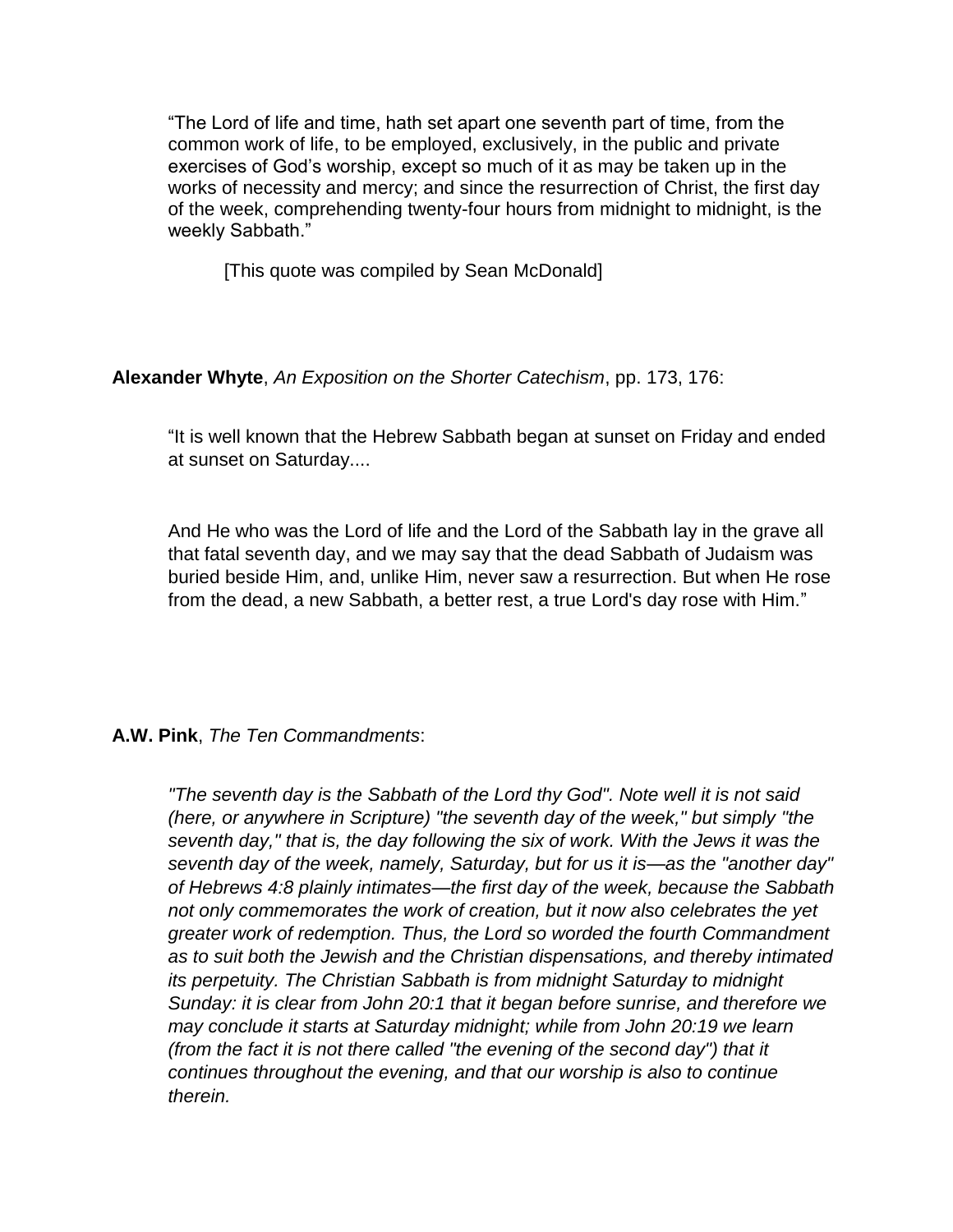> "The Lord of life and time, hath set apart one seventh part of time, from the common work of life, to be employed, exclusively, in the public and private exercises of God's worship, except so much of it as may be taken up in the works of necessity and mercy; and since the resurrection of Christ, the first day of the week, comprehending twenty-four hours from midnight to midnight, is the weekly Sabbath."
>
> [This quote was compiled by Sean McDonald]

**Alexander Whyte**, *An Exposition on the Shorter Catechism*, pp. 173, 176:

> "It is well known that the Hebrew Sabbath began at sunset on Friday and ended at sunset on Saturday....
>
> And He who was the Lord of life and the Lord of the Sabbath lay in the grave all that fatal seventh day, and we may say that the dead Sabbath of Judaism was buried beside Him, and, unlike Him, never saw a resurrection. But when He rose from the dead, a new Sabbath, a better rest, a true Lord's day rose with Him."

**A.W. Pink**, *The Ten Commandments*:

> *"The seventh day is the Sabbath of the Lord thy God". Note well it is not said (here, or anywhere in Scripture) "the seventh day of the week," but simply "the seventh day," that is, the day following the six of work. With the Jews it was the seventh day of the week, namely, Saturday, but for us it is—as the "another day" of Hebrews 4:8 plainly intimates—the first day of the week, because the Sabbath not only commemorates the work of creation, but it now also celebrates the yet greater work of redemption. Thus, the Lord so worded the fourth Commandment as to suit both the Jewish and the Christian dispensations, and thereby intimated its perpetuity. The Christian Sabbath is from midnight Saturday to midnight Sunday: it is clear from John 20:1 that it began before sunrise, and therefore we may conclude it starts at Saturday midnight; while from John 20:19 we learn (from the fact it is not there called "the evening of the second day") that it continues throughout the evening, and that our worship is also to continue therein.*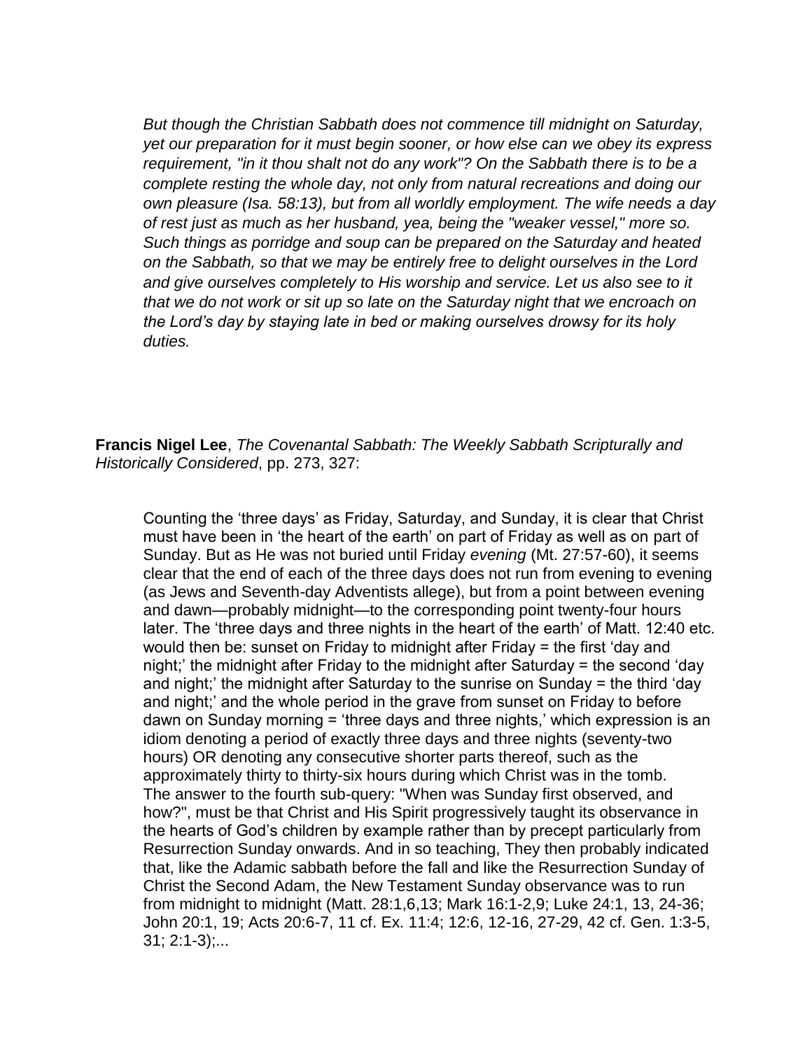> *But though the Christian Sabbath does not commence till midnight on Saturday, yet our preparation for it must begin sooner, or how else can we obey its express requirement, "in it thou shalt not do any work"? On the Sabbath there is to be a complete resting the whole day, not only from natural recreations and doing our own pleasure (Isa. 58:13), but from all worldly employment. The wife needs a day of rest just as much as her husband, yea, being the "weaker vessel," more so. Such things as porridge and soup can be prepared on the Saturday and heated on the Sabbath, so that we may be entirely free to delight ourselves in the Lord and give ourselves completely to His worship and service. Let us also see to it that we do not work or sit up so late on the Saturday night that we encroach on the Lord's day by staying late in bed or making ourselves drowsy for its holy duties.*

**Francis Nigel Lee**, *The Covenantal Sabbath: The Weekly Sabbath Scripturally and Historically Considered*, pp. 273, 327:

> Counting the 'three days' as Friday, Saturday, and Sunday, it is clear that Christ must have been in 'the heart of the earth' on part of Friday as well as on part of Sunday. But as He was not buried until Friday *evening* (Mt. 27:57-60), it seems clear that the end of each of the three days does not run from evening to evening (as Jews and Seventh-day Adventists allege), but from a point between evening and dawn—probably midnight—to the corresponding point twenty-four hours later. The 'three days and three nights in the heart of the earth' of Matt. 12:40 etc. would then be: sunset on Friday to midnight after Friday = the first 'day and night;' the midnight after Friday to the midnight after Saturday = the second 'day and night;' the midnight after Saturday to the sunrise on Sunday = the third 'day and night;' and the whole period in the grave from sunset on Friday to before dawn on Sunday morning = 'three days and three nights,' which expression is an idiom denoting a period of exactly three days and three nights (seventy-two hours) OR denoting any consecutive shorter parts thereof, such as the approximately thirty to thirty-six hours during which Christ was in the tomb.
> The answer to the fourth sub-query: "When was Sunday first observed, and how?", must be that Christ and His Spirit progressively taught its observance in the hearts of God's children by example rather than by precept particularly from Resurrection Sunday onwards. And in so teaching, They then probably indicated that, like the Adamic sabbath before the fall and like the Resurrection Sunday of Christ the Second Adam, the New Testament Sunday observance was to run from midnight to midnight (Matt. 28:1,6,13; Mark 16:1-2,9; Luke 24:1, 13, 24-36; John 20:1, 19; Acts 20:6-7, 11 cf. Ex. 11:4; 12:6, 12-16, 27-29, 42 cf. Gen. 1:3-5, 31; 2:1-3);...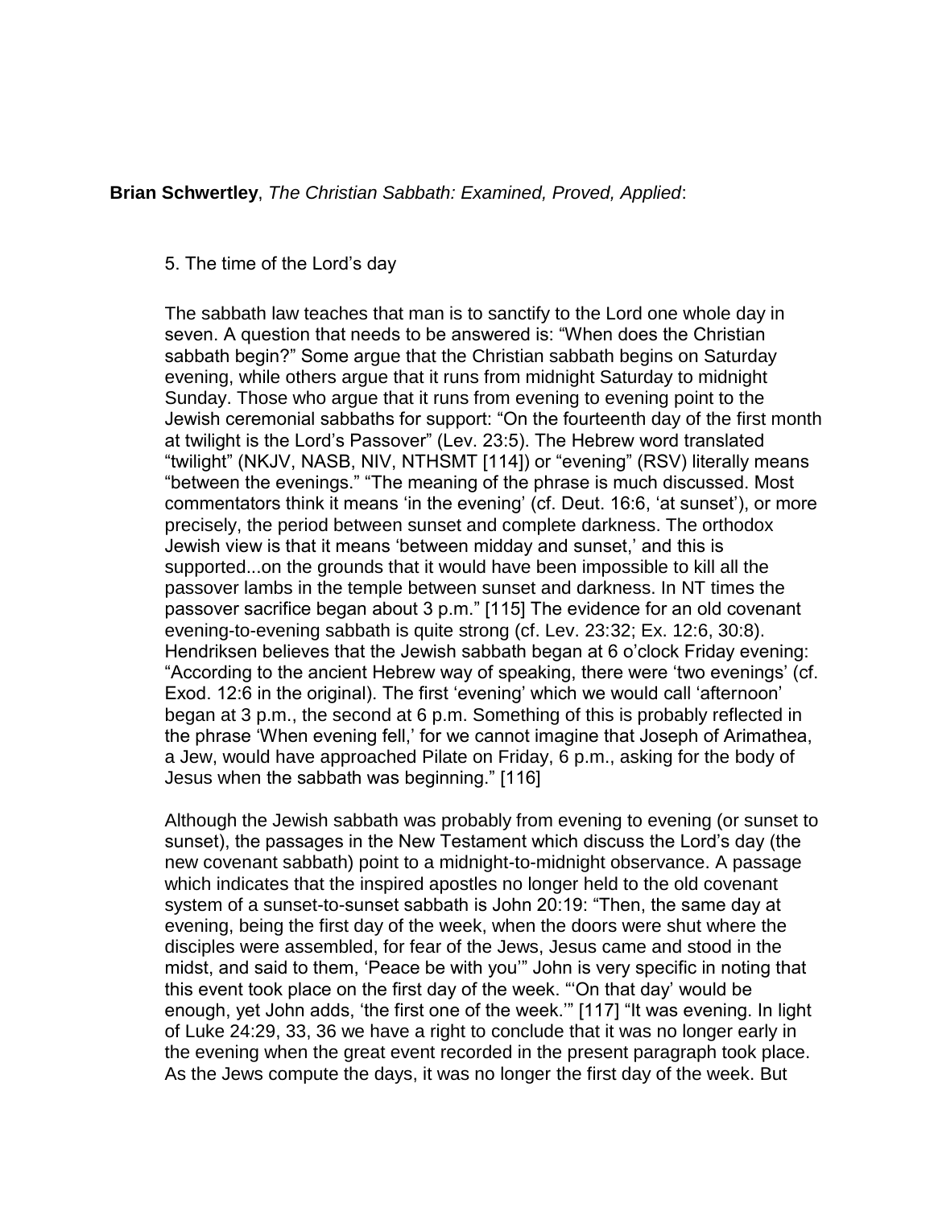**Brian Schwertley**, *The Christian Sabbath: Examined, Proved, Applied*:

5. The time of the Lord's day

The sabbath law teaches that man is to sanctify to the Lord one whole day in seven. A question that needs to be answered is: "When does the Christian sabbath begin?" Some argue that the Christian sabbath begins on Saturday evening, while others argue that it runs from midnight Saturday to midnight Sunday. Those who argue that it runs from evening to evening point to the Jewish ceremonial sabbaths for support: "On the fourteenth day of the first month at twilight is the Lord's Passover" (Lev. 23:5). The Hebrew word translated "twilight" (NKJV, NASB, NIV, NTHSMT [114]) or "evening" (RSV) literally means "between the evenings." "The meaning of the phrase is much discussed. Most commentators think it means 'in the evening' (cf. Deut. 16:6, 'at sunset'), or more precisely, the period between sunset and complete darkness. The orthodox Jewish view is that it means 'between midday and sunset,' and this is supported...on the grounds that it would have been impossible to kill all the passover lambs in the temple between sunset and darkness. In NT times the passover sacrifice began about 3 p.m." [115] The evidence for an old covenant evening-to-evening sabbath is quite strong (cf. Lev. 23:32; Ex. 12:6, 30:8). Hendriksen believes that the Jewish sabbath began at 6 o'clock Friday evening: "According to the ancient Hebrew way of speaking, there were 'two evenings' (cf. Exod. 12:6 in the original). The first 'evening' which we would call 'afternoon' began at 3 p.m., the second at 6 p.m. Something of this is probably reflected in the phrase 'When evening fell,' for we cannot imagine that Joseph of Arimathea, a Jew, would have approached Pilate on Friday, 6 p.m., asking for the body of Jesus when the sabbath was beginning." [116]

Although the Jewish sabbath was probably from evening to evening (or sunset to sunset), the passages in the New Testament which discuss the Lord's day (the new covenant sabbath) point to a midnight-to-midnight observance. A passage which indicates that the inspired apostles no longer held to the old covenant system of a sunset-to-sunset sabbath is John 20:19: "Then, the same day at evening, being the first day of the week, when the doors were shut where the disciples were assembled, for fear of the Jews, Jesus came and stood in the midst, and said to them, 'Peace be with you'" John is very specific in noting that this event took place on the first day of the week. "'On that day' would be enough, yet John adds, 'the first one of the week.'" [117] "It was evening. In light of Luke 24:29, 33, 36 we have a right to conclude that it was no longer early in the evening when the great event recorded in the present paragraph took place. As the Jews compute the days, it was no longer the first day of the week. But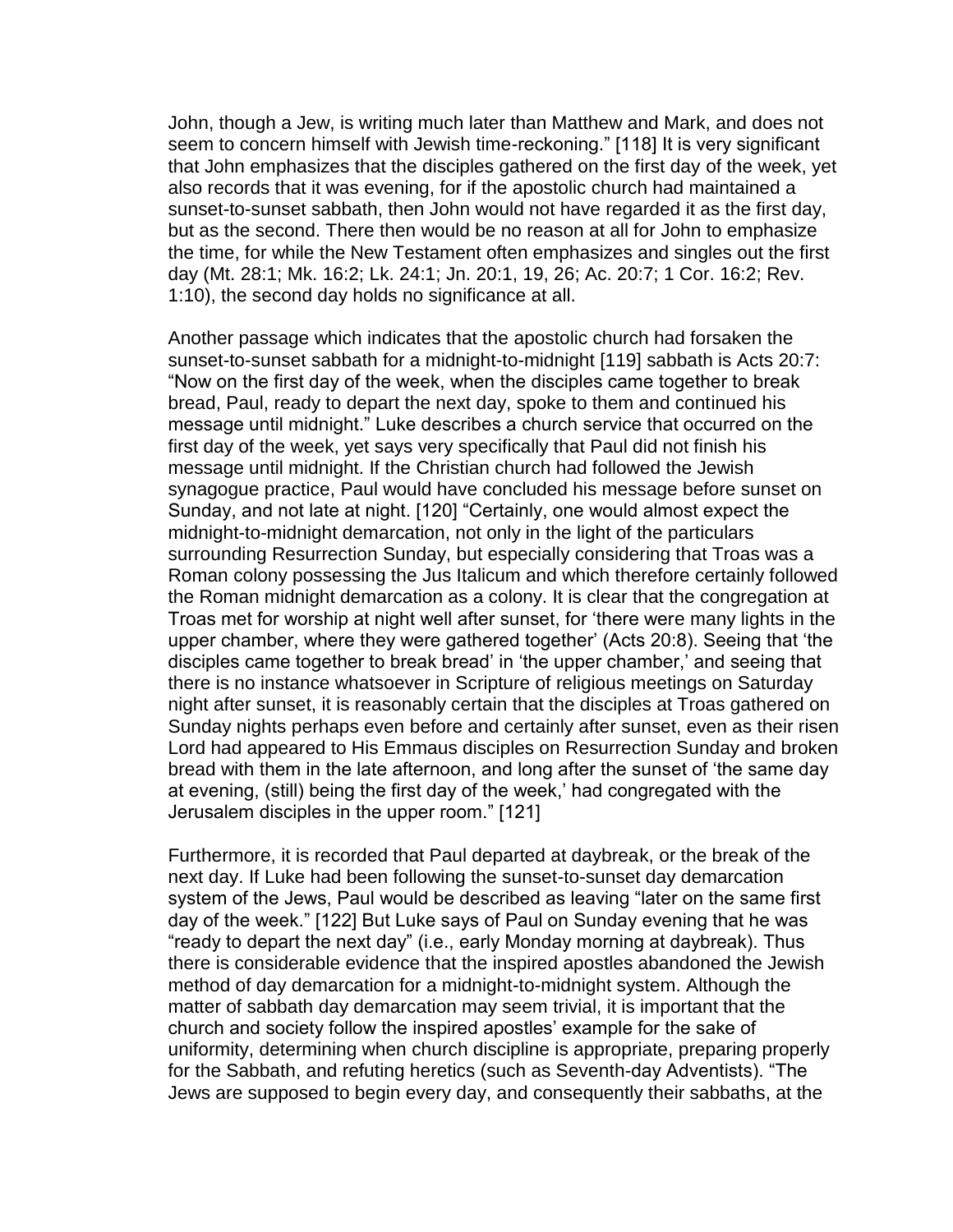John, though a Jew, is writing much later than Matthew and Mark, and does not seem to concern himself with Jewish time-reckoning." [118] It is very significant that John emphasizes that the disciples gathered on the first day of the week, yet also records that it was evening, for if the apostolic church had maintained a sunset-to-sunset sabbath, then John would not have regarded it as the first day, but as the second. There then would be no reason at all for John to emphasize the time, for while the New Testament often emphasizes and singles out the first day (Mt. 28:1; Mk. 16:2; Lk. 24:1; Jn. 20:1, 19, 26; Ac. 20:7; 1 Cor. 16:2; Rev. 1:10), the second day holds no significance at all.

Another passage which indicates that the apostolic church had forsaken the sunset-to-sunset sabbath for a midnight-to-midnight [119] sabbath is Acts 20:7: "Now on the first day of the week, when the disciples came together to break bread, Paul, ready to depart the next day, spoke to them and continued his message until midnight." Luke describes a church service that occurred on the first day of the week, yet says very specifically that Paul did not finish his message until midnight. If the Christian church had followed the Jewish synagogue practice, Paul would have concluded his message before sunset on Sunday, and not late at night. [120] "Certainly, one would almost expect the midnight-to-midnight demarcation, not only in the light of the particulars surrounding Resurrection Sunday, but especially considering that Troas was a Roman colony possessing the Jus Italicum and which therefore certainly followed the Roman midnight demarcation as a colony. It is clear that the congregation at Troas met for worship at night well after sunset, for 'there were many lights in the upper chamber, where they were gathered together' (Acts 20:8). Seeing that 'the disciples came together to break bread' in 'the upper chamber,' and seeing that there is no instance whatsoever in Scripture of religious meetings on Saturday night after sunset, it is reasonably certain that the disciples at Troas gathered on Sunday nights perhaps even before and certainly after sunset, even as their risen Lord had appeared to His Emmaus disciples on Resurrection Sunday and broken bread with them in the late afternoon, and long after the sunset of 'the same day at evening, (still) being the first day of the week,' had congregated with the Jerusalem disciples in the upper room." [121]

Furthermore, it is recorded that Paul departed at daybreak, or the break of the next day. If Luke had been following the sunset-to-sunset day demarcation system of the Jews, Paul would be described as leaving "later on the same first day of the week." [122] But Luke says of Paul on Sunday evening that he was "ready to depart the next day" (i.e., early Monday morning at daybreak). Thus there is considerable evidence that the inspired apostles abandoned the Jewish method of day demarcation for a midnight-to-midnight system. Although the matter of sabbath day demarcation may seem trivial, it is important that the church and society follow the inspired apostles' example for the sake of uniformity, determining when church discipline is appropriate, preparing properly for the Sabbath, and refuting heretics (such as Seventh-day Adventists). "The Jews are supposed to begin every day, and consequently their sabbaths, at the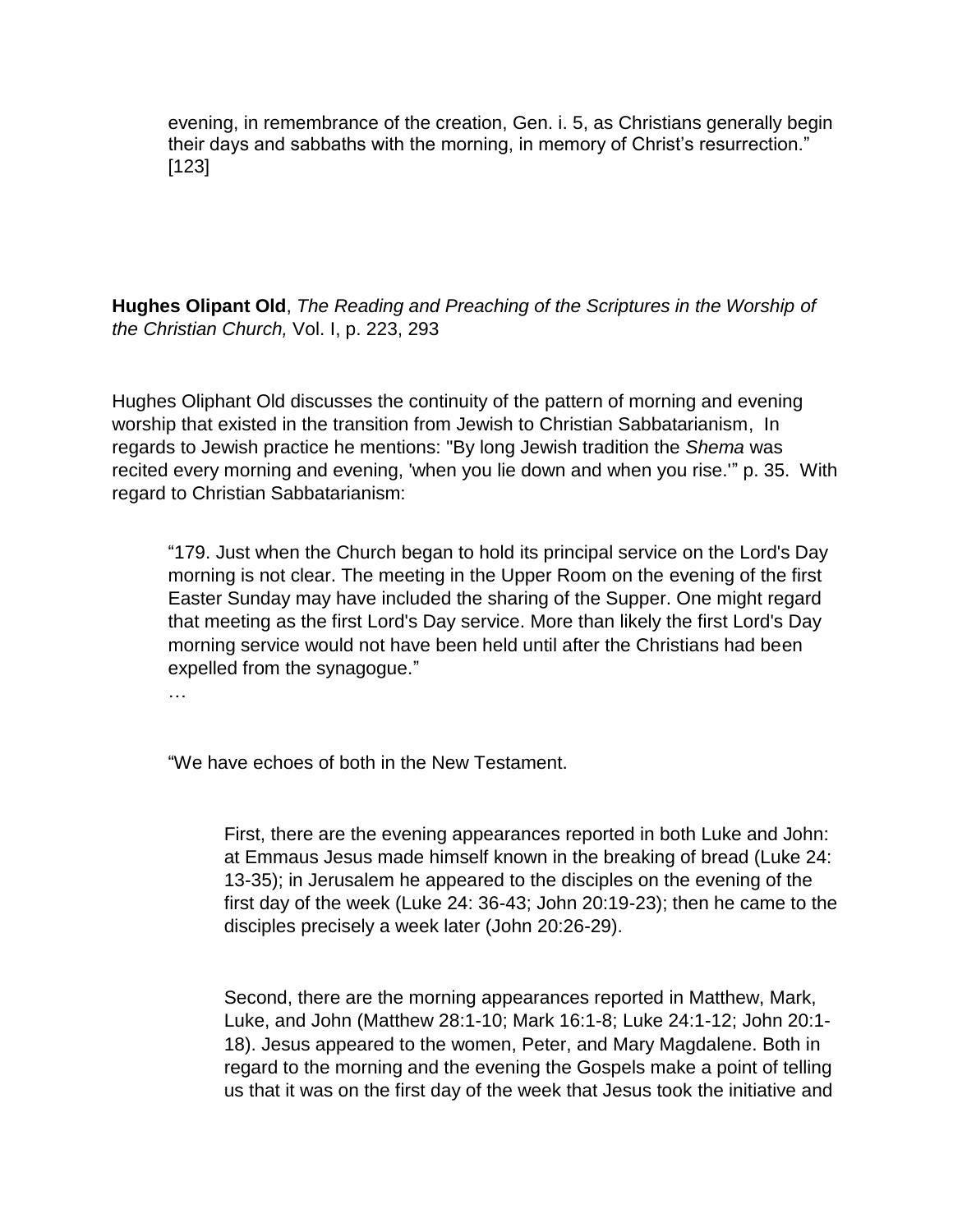> evening, in remembrance of the creation, Gen. i. 5, as Christians generally begin their days and sabbaths with the morning, in memory of Christ's resurrection." [123]

**Hughes Olipant Old**, *The Reading and Preaching of the Scriptures in the Worship of the Christian Church,* Vol. I, p. 223, 293

Hughes Oliphant Old discusses the continuity of the pattern of morning and evening worship that existed in the transition from Jewish to Christian Sabbatarianism, In regards to Jewish practice he mentions: "By long Jewish tradition the *Shema* was recited every morning and evening, 'when you lie down and when you rise.'" p. 35. With regard to Christian Sabbatarianism:

> "179. Just when the Church began to hold its principal service on the Lord's Day morning is not clear. The meeting in the Upper Room on the evening of the first Easter Sunday may have included the sharing of the Supper. One might regard that meeting as the first Lord's Day service. More than likely the first Lord's Day morning service would not have been held until after the Christians had been expelled from the synagogue."
>
> …
>
> "We have echoes of both in the New Testament.
>
>> First, there are the evening appearances reported in both Luke and John: at Emmaus Jesus made himself known in the breaking of bread (Luke 24: 13-35); in Jerusalem he appeared to the disciples on the evening of the first day of the week (Luke 24: 36-43; John 20:19-23); then he came to the disciples precisely a week later (John 20:26-29).
>>
>> Second, there are the morning appearances reported in Matthew, Mark, Luke, and John (Matthew 28:1-10; Mark 16:1-8; Luke 24:1-12; John 20:1-18). Jesus appeared to the women, Peter, and Mary Magdalene. Both in regard to the morning and the evening the Gospels make a point of telling us that it was on the first day of the week that Jesus took the initiative and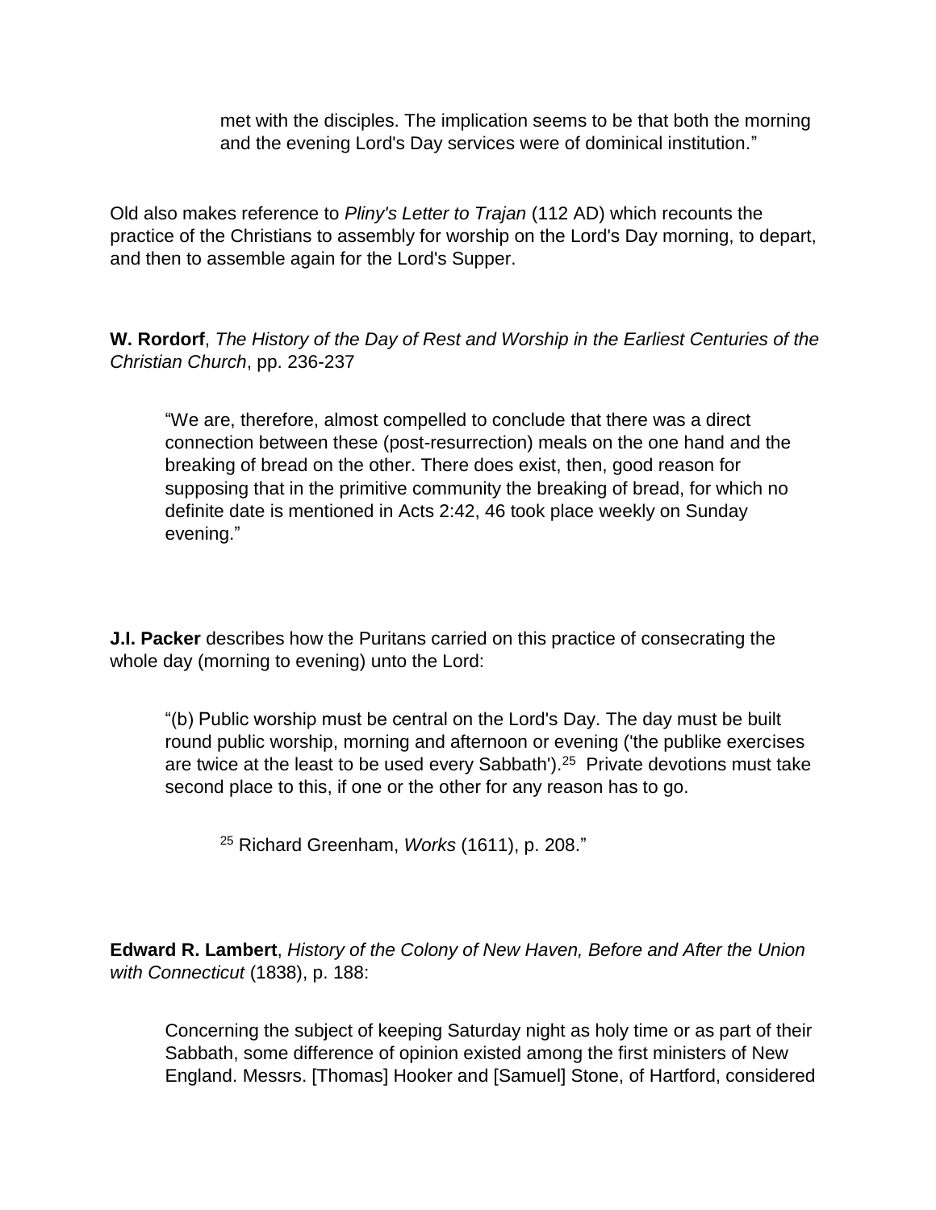> met with the disciples. The implication seems to be that both the morning and the evening Lord's Day services were of dominical institution."

Old also makes reference to *Pliny's Letter to Trajan* (112 AD) which recounts the practice of the Christians to assembly for worship on the Lord's Day morning, to depart, and then to assemble again for the Lord's Supper.

**W. Rordorf**, *The History of the Day of Rest and Worship in the Earliest Centuries of the Christian Church*, pp. 236-237

> "We are, therefore, almost compelled to conclude that there was a direct connection between these (post-resurrection) meals on the one hand and the breaking of bread on the other. There does exist, then, good reason for supposing that in the primitive community the breaking of bread, for which no definite date is mentioned in Acts 2:42, 46 took place weekly on Sunday evening."

**J.I. Packer** describes how the Puritans carried on this practice of consecrating the whole day (morning to evening) unto the Lord:

> "(b) Public worship must be central on the Lord's Day. The day must be built round public worship, morning and afternoon or evening ('the publike exercises are twice at the least to be used every Sabbath').[25] Private devotions must take second place to this, if one or the other for any reason has to go.
>
> [25] Richard Greenham, *Works* (1611), p. 208."

**Edward R. Lambert**, *History of the Colony of New Haven, Before and After the Union with Connecticut* (1838), p. 188:

> Concerning the subject of keeping Saturday night as holy time or as part of their Sabbath, some difference of opinion existed among the first ministers of New England. Messrs. [Thomas] Hooker and [Samuel] Stone, of Hartford, considered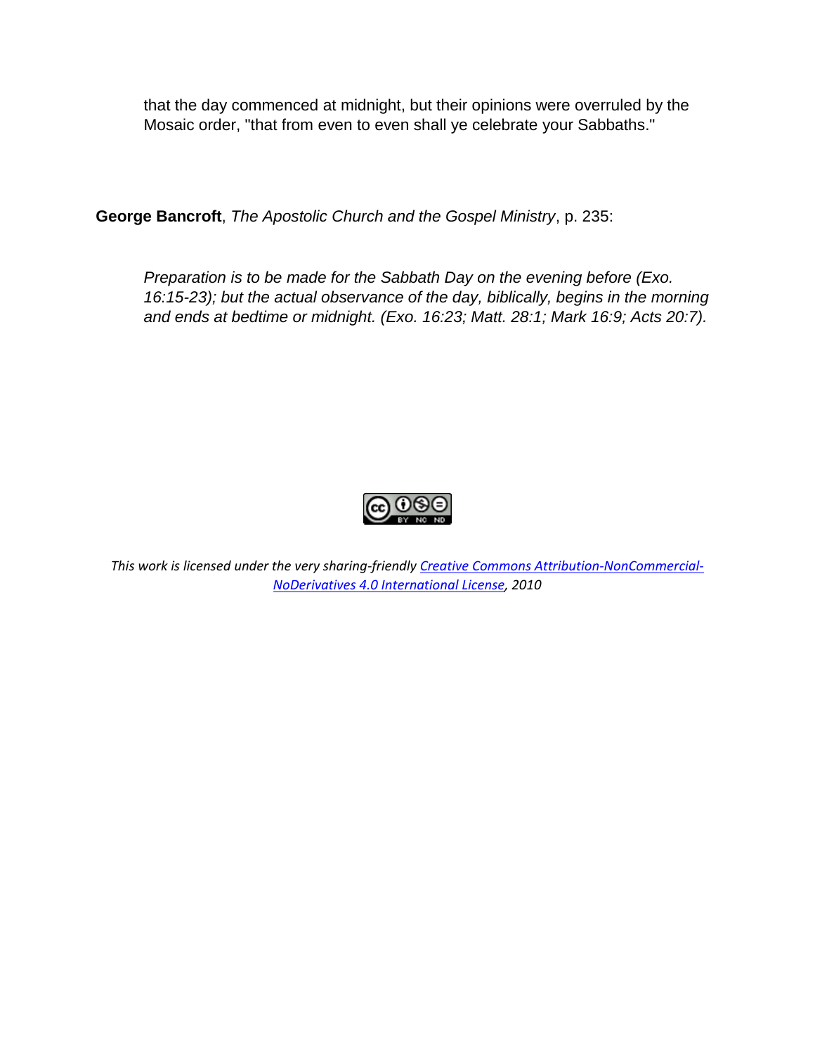that the day commenced at midnight, but their opinions were overruled by the Mosaic order, "that from even to even shall ye celebrate your Sabbaths."

**George Bancroft**, *The Apostolic Church and the Gospel Ministry*, p. 235:

> *Preparation is to be made for the Sabbath Day on the evening before (Exo. 16:15-23); but the actual observance of the day, biblically, begins in the morning and ends at bedtime or midnight. (Exo. 16:23; Matt. 28:1; Mark 16:9; Acts 20:7).*

*This work is licensed under the very sharing-friendly [Creative Commons Attribution-NonCommercial-NoDerivatives 4.0 International License](), 2010*